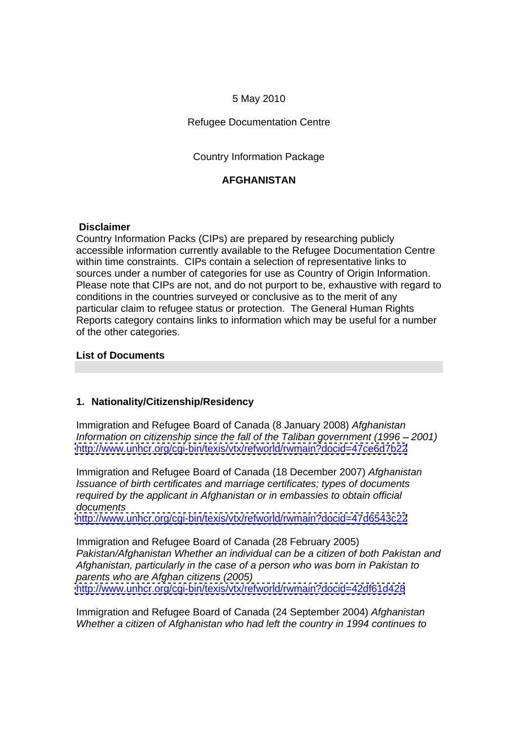5 May 2010

Refugee Documentation Centre

Country Information Package

**AFGHANISTAN**

**Disclaimer**
Country Information Packs (CIPs) are prepared by researching publicly accessible information currently available to the Refugee Documentation Centre within time constraints. CIPs contain a selection of representative links to sources under a number of categories for use as Country of Origin Information. Please note that CIPs are not, and do not purport to be, exhaustive with regard to conditions in the countries surveyed or conclusive as to the merit of any particular claim to refugee status or protection. The General Human Rights Reports category contains links to information which may be useful for a number of the other categories.

**List of Documents**

## 1. Nationality/Citizenship/Residency

Immigration and Refugee Board of Canada (8 January 2008) *Afghanistan Information on citizenship since the fall of the Taliban government (1996 – 2001)*
http://www.unhcr.org/cgi-bin/texis/vtx/refworld/rwmain?docid=47ce6d7b22

Immigration and Refugee Board of Canada (18 December 2007) *Afghanistan Issuance of birth certificates and marriage certificates; types of documents required by the applicant in Afghanistan or in embassies to obtain official documents*
http://www.unhcr.org/cgi-bin/texis/vtx/refworld/rwmain?docid=47d6543c22

Immigration and Refugee Board of Canada (28 February 2005) *Pakistan/Afghanistan Whether an individual can be a citizen of both Pakistan and Afghanistan, particularly in the case of a person who was born in Pakistan to parents who are Afghan citizens (2005)*
http://www.unhcr.org/cgi-bin/texis/vtx/refworld/rwmain?docid=42df61d428

Immigration and Refugee Board of Canada (24 September 2004) *Afghanistan Whether a citizen of Afghanistan who had left the country in 1994 continues to*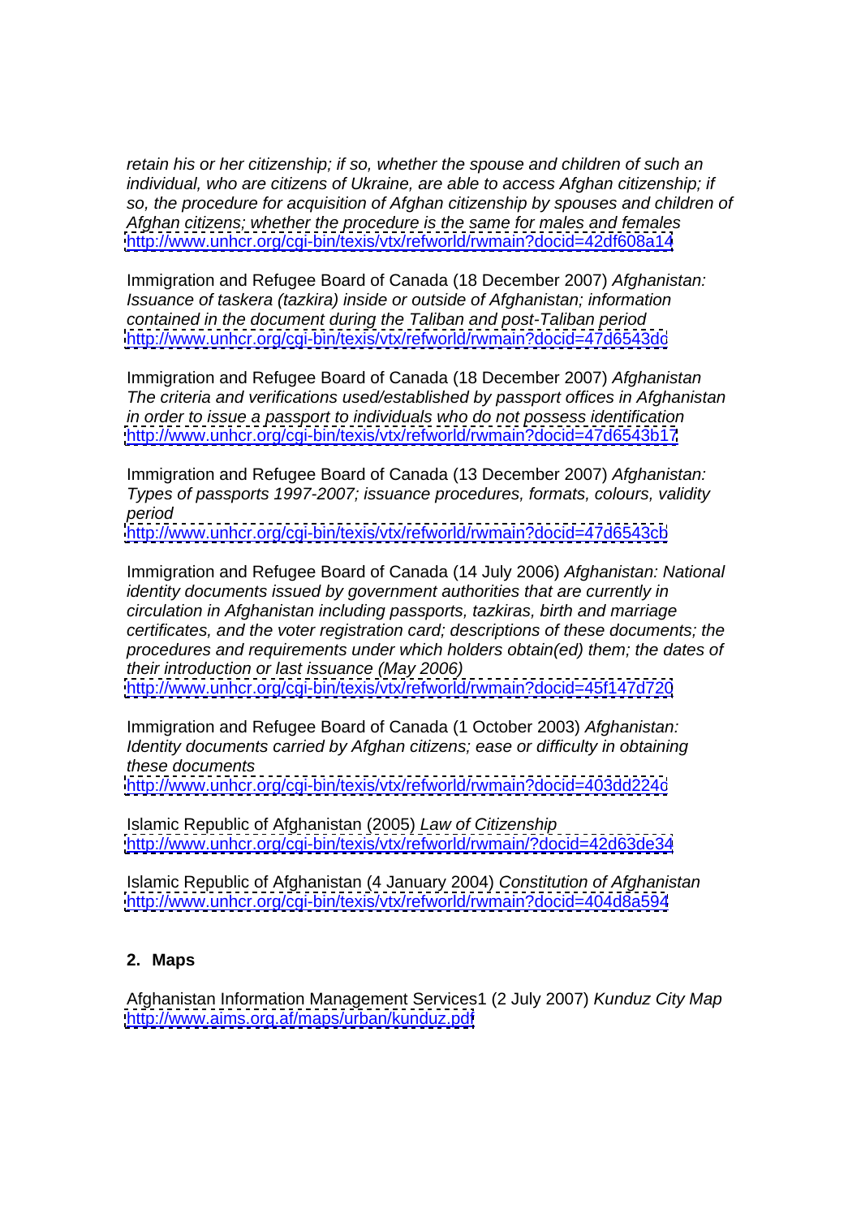*retain his or her citizenship; if so, whether the spouse and children of such an individual, who are citizens of Ukraine, are able to access Afghan citizenship; if so, the procedure for acquisition of Afghan citizenship by spouses and children of Afghan citizens; whether the procedure is the same for males and females*
http://www.unhcr.org/cgi-bin/texis/vtx/refworld/rwmain?docid=42df608a14

Immigration and Refugee Board of Canada (18 December 2007) *Afghanistan: Issuance of taskera (tazkira) inside or outside of Afghanistan; information contained in the document during the Taliban and post-Taliban period*
http://www.unhcr.org/cgi-bin/texis/vtx/refworld/rwmain?docid=47d6543dc

Immigration and Refugee Board of Canada (18 December 2007) *Afghanistan The criteria and verifications used/established by passport offices in Afghanistan in order to issue a passport to individuals who do not possess identification*
http://www.unhcr.org/cgi-bin/texis/vtx/refworld/rwmain?docid=47d6543b17

Immigration and Refugee Board of Canada (13 December 2007) *Afghanistan: Types of passports 1997-2007; issuance procedures, formats, colours, validity period*
http://www.unhcr.org/cgi-bin/texis/vtx/refworld/rwmain?docid=47d6543cb

Immigration and Refugee Board of Canada (14 July 2006) *Afghanistan: National identity documents issued by government authorities that are currently in circulation in Afghanistan including passports, tazkiras, birth and marriage certificates, and the voter registration card; descriptions of these documents; the procedures and requirements under which holders obtain(ed) them; the dates of their introduction or last issuance (May 2006)*
http://www.unhcr.org/cgi-bin/texis/vtx/refworld/rwmain?docid=45f147d720

Immigration and Refugee Board of Canada (1 October 2003) *Afghanistan: Identity documents carried by Afghan citizens; ease or difficulty in obtaining these documents*
http://www.unhcr.org/cgi-bin/texis/vtx/refworld/rwmain?docid=403dd224c

Islamic Republic of Afghanistan (2005) *Law of Citizenship*
http://www.unhcr.org/cgi-bin/texis/vtx/refworld/rwmain/?docid=42d63de34

Islamic Republic of Afghanistan (4 January 2004) *Constitution of Afghanistan*
http://www.unhcr.org/cgi-bin/texis/vtx/refworld/rwmain?docid=404d8a594

## 2. Maps

Afghanistan Information Management Services1 (2 July 2007) *Kunduz City Map*
http://www.aims.org.af/maps/urban/kunduz.pdf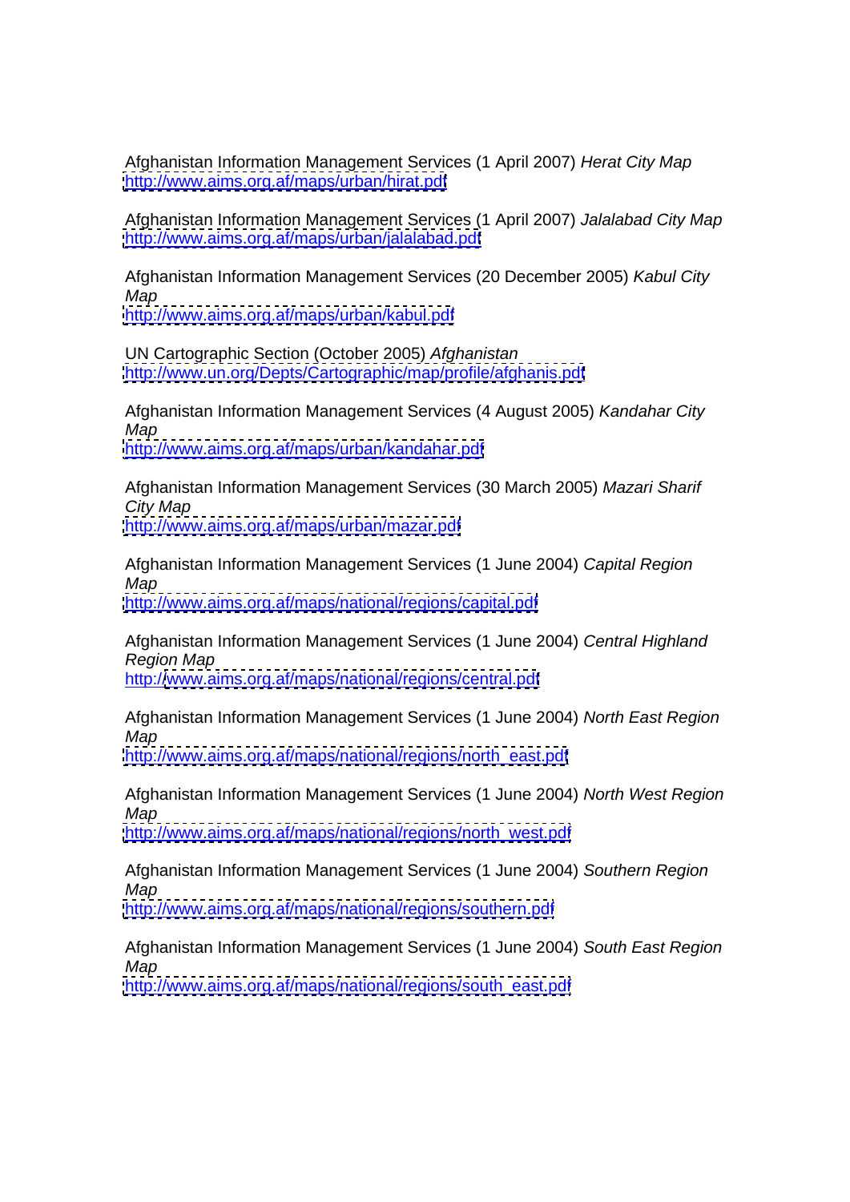Afghanistan Information Management Services (1 April 2007) *Herat City Map*
http://www.aims.org.af/maps/urban/hirat.pdf

Afghanistan Information Management Services (1 April 2007) *Jalalabad City Map*
http://www.aims.org.af/maps/urban/jalalabad.pdf

Afghanistan Information Management Services (20 December 2005) *Kabul City Map*
http://www.aims.org.af/maps/urban/kabul.pdf

UN Cartographic Section (October 2005) *Afghanistan*
http://www.un.org/Depts/Cartographic/map/profile/afghanis.pdf

Afghanistan Information Management Services (4 August 2005) *Kandahar City Map*
http://www.aims.org.af/maps/urban/kandahar.pdf

Afghanistan Information Management Services (30 March 2005) *Mazari Sharif City Map*
http://www.aims.org.af/maps/urban/mazar.pdf

Afghanistan Information Management Services (1 June 2004) *Capital Region Map*
http://www.aims.org.af/maps/national/regions/capital.pdf

Afghanistan Information Management Services (1 June 2004) *Central Highland Region Map*
http://www.aims.org.af/maps/national/regions/central.pdf

Afghanistan Information Management Services (1 June 2004) *North East Region Map*
http://www.aims.org.af/maps/national/regions/north_east.pdf

Afghanistan Information Management Services (1 June 2004) *North West Region Map*
http://www.aims.org.af/maps/national/regions/north_west.pdf

Afghanistan Information Management Services (1 June 2004) *Southern Region Map*
http://www.aims.org.af/maps/national/regions/southern.pdf

Afghanistan Information Management Services (1 June 2004) *South East Region Map*
http://www.aims.org.af/maps/national/regions/south_east.pdf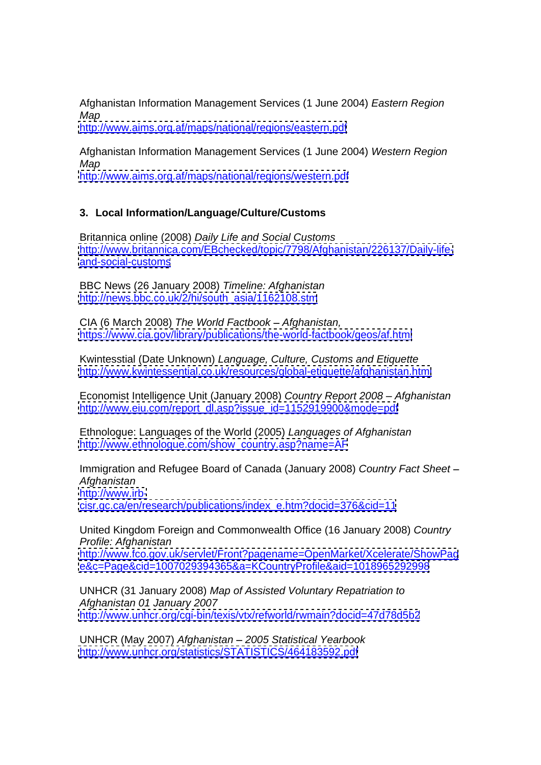Afghanistan Information Management Services (1 June 2004) *Eastern Region Map*
http://www.aims.org.af/maps/national/regions/eastern.pdf

Afghanistan Information Management Services (1 June 2004) *Western Region Map*
http://www.aims.org.af/maps/national/regions/western.pdf

### 3. Local Information/Language/Culture/Customs

Britannica online (2008) *Daily Life and Social Customs*
http://www.britannica.com/EBchecked/topic/7798/Afghanistan/226137/Daily-life-and-social-customs

BBC News (26 January 2008) *Timeline: Afghanistan*
http://news.bbc.co.uk/2/hi/south_asia/1162108.stm

CIA (6 March 2008) *The World Factbook – Afghanistan,*
https://www.cia.gov/library/publications/the-world-factbook/geos/af.html

Kwintesstial (Date Unknown) *Language, Culture, Customs and Etiquette*
http://www.kwintessential.co.uk/resources/global-etiquette/afghanistan.html

Economist Intelligence Unit (January 2008) *Country Report 2008 – Afghanistan*
http://www.eiu.com/report_dl.asp?issue_id=1152919900&mode=pdf

Ethnologue: Languages of the World (2005) *Languages of Afghanistan*
http://www.ethnologue.com/show_country.asp?name=AF

Immigration and Refugee Board of Canada (January 2008) *Country Fact Sheet – Afghanistan*
http://www.irb-cisr.gc.ca/en/research/publications/index_e.htm?docid=376&cid=11

United Kingdom Foreign and Commonwealth Office (16 January 2008) *Country Profile: Afghanistan*
http://www.fco.gov.uk/servlet/Front?pagename=OpenMarket/Xcelerate/ShowPage&c=Page&cid=1007029394365&a=KCountryProfile&aid=1018965292998

UNHCR (31 January 2008) *Map of Assisted Voluntary Repatriation to Afghanistan 01 January 2007*
http://www.unhcr.org/cgi-bin/texis/vtx/refworld/rwmain?docid=47d78d5b2

UNHCR (May 2007) *Afghanistan – 2005 Statistical Yearbook*
http://www.unhcr.org/statistics/STATISTICS/464183592.pdf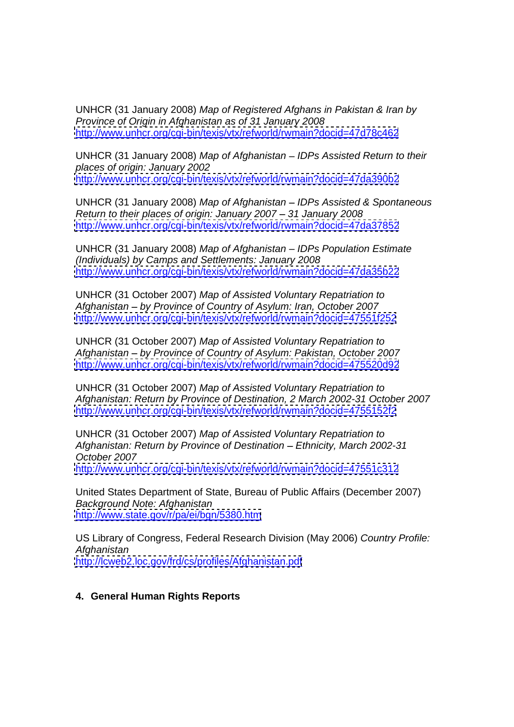UNHCR (31 January 2008) *Map of Registered Afghans in Pakistan & Iran by Province of Origin in Afghanistan as of 31 January 2008*
http://www.unhcr.org/cgi-bin/texis/vtx/refworld/rwmain?docid=47d78c462

UNHCR (31 January 2008) *Map of Afghanistan – IDPs Assisted Return to their places of origin: January 2002*
http://www.unhcr.org/cgi-bin/texis/vtx/refworld/rwmain?docid=47da390b2

UNHCR (31 January 2008) *Map of Afghanistan – IDPs Assisted & Spontaneous Return to their places of origin: January 2007 – 31 January 2008*
http://www.unhcr.org/cgi-bin/texis/vtx/refworld/rwmain?docid=47da37852

UNHCR (31 January 2008) *Map of Afghanistan – IDPs Population Estimate (Individuals) by Camps and Settlements: January 2008*
http://www.unhcr.org/cgi-bin/texis/vtx/refworld/rwmain?docid=47da35b22

UNHCR (31 October 2007) *Map of Assisted Voluntary Repatriation to Afghanistan – by Province of Country of Asylum: Iran, October 2007*
http://www.unhcr.org/cgi-bin/texis/vtx/refworld/rwmain?docid=47551f252

UNHCR (31 October 2007) *Map of Assisted Voluntary Repatriation to Afghanistan – by Province of Country of Asylum: Pakistan, October 2007*
http://www.unhcr.org/cgi-bin/texis/vtx/refworld/rwmain?docid=475520d92

UNHCR (31 October 2007) *Map of Assisted Voluntary Repatriation to Afghanistan: Return by Province of Destination, 2 March 2002-31 October 2007*
http://www.unhcr.org/cgi-bin/texis/vtx/refworld/rwmain?docid=4755152f2

UNHCR (31 October 2007) *Map of Assisted Voluntary Repatriation to Afghanistan: Return by Province of Destination – Ethnicity, March 2002-31 October 2007*
http://www.unhcr.org/cgi-bin/texis/vtx/refworld/rwmain?docid=47551c312

United States Department of State, Bureau of Public Affairs (December 2007) *Background Note: Afghanistan*
http://www.state.gov/r/pa/ei/bgn/5380.htm

US Library of Congress, Federal Research Division (May 2006) *Country Profile: Afghanistan*
http://lcweb2.loc.gov/frd/cs/profiles/Afghanistan.pdf

## 4. General Human Rights Reports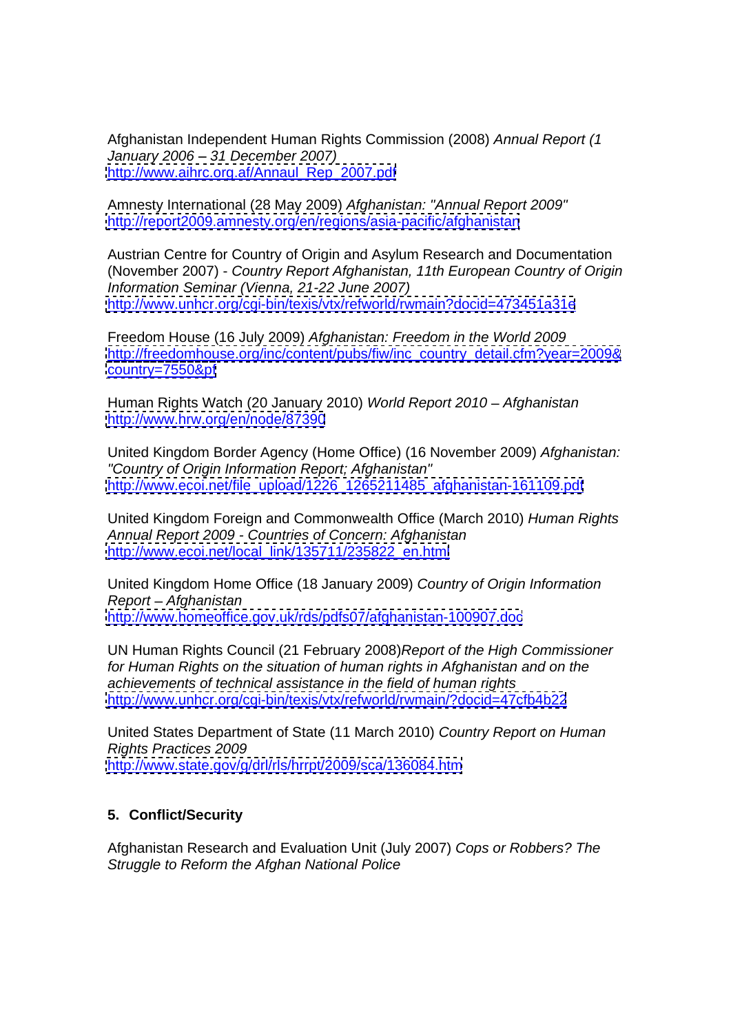Afghanistan Independent Human Rights Commission (2008) *Annual Report (1 January 2006 – 31 December 2007)*
http://www.aihrc.org.af/Annaul_Rep_2007.pdf

Amnesty International (28 May 2009) *Afghanistan: "Annual Report 2009"*
http://report2009.amnesty.org/en/regions/asia-pacific/afghanistan

Austrian Centre for Country of Origin and Asylum Research and Documentation (November 2007) - *Country Report Afghanistan, 11th European Country of Origin Information Seminar (Vienna, 21-22 June 2007)*
http://www.unhcr.org/cgi-bin/texis/vtx/refworld/rwmain?docid=473451a31e

Freedom House (16 July 2009) *Afghanistan: Freedom in the World 2009*
http://freedomhouse.org/inc/content/pubs/fiw/inc_country_detail.cfm?year=2009&country=7550&pf

Human Rights Watch (20 January 2010) *World Report 2010 – Afghanistan*
http://www.hrw.org/en/node/87390

United Kingdom Border Agency (Home Office) (16 November 2009) *Afghanistan: "Country of Origin Information Report; Afghanistan"*
http://www.ecoi.net/file_upload/1226_1265211485_afghanistan-161109.pdf

United Kingdom Foreign and Commonwealth Office (March 2010) *Human Rights Annual Report 2009 - Countries of Concern: Afghanistan*
http://www.ecoi.net/local_link/135711/235822_en.html

United Kingdom Home Office (18 January 2009) *Country of Origin Information Report – Afghanistan*
http://www.homeoffice.gov.uk/rds/pdfs07/afghanistan-100907.doc

UN Human Rights Council (21 February 2008)*Report of the High Commissioner for Human Rights on the situation of human rights in Afghanistan and on the achievements of technical assistance in the field of human rights*
http://www.unhcr.org/cgi-bin/texis/vtx/refworld/rwmain/?docid=47cfb4b22

United States Department of State (11 March 2010) *Country Report on Human Rights Practices 2009*
http://www.state.gov/g/drl/rls/hrrpt/2009/sca/136084.htm

## 5. Conflict/Security

Afghanistan Research and Evaluation Unit (July 2007) *Cops or Robbers? The Struggle to Reform the Afghan National Police*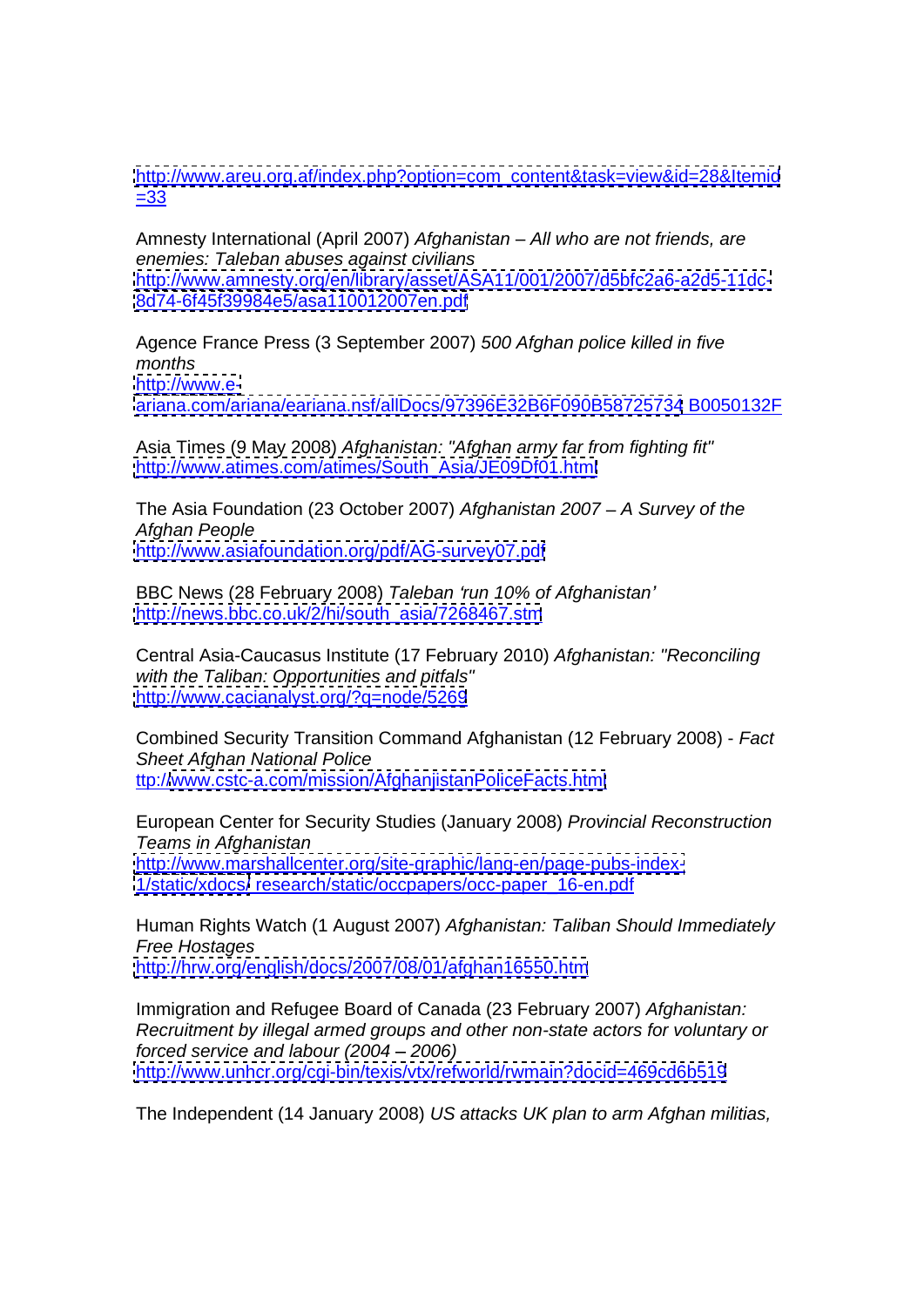http://www.areu.org.af/index.php?option=com_content&task=view&id=28&Itemid=33

Amnesty International (April 2007) *Afghanistan – All who are not friends, are enemies: Taleban abuses against civilians*
http://www.amnesty.org/en/library/asset/ASA11/001/2007/d5bfc2a6-a2d5-11dc-8d74-6f45f39984e5/asa110012007en.pdf

Agence France Press (3 September 2007) *500 Afghan police killed in five months*
http://www.e-ariana.com/ariana/eariana.nsf/allDocs/97396E32B6F090B58725734 B0050132F

Asia Times (9 May 2008) *Afghanistan: "Afghan army far from fighting fit"*
http://www.atimes.com/atimes/South_Asia/JE09Df01.html

The Asia Foundation (23 October 2007) *Afghanistan 2007 – A Survey of the Afghan People*
http://www.asiafoundation.org/pdf/AG-survey07.pdf

BBC News (28 February 2008) *Taleban 'run 10% of Afghanistan'*
http://news.bbc.co.uk/2/hi/south_asia/7268467.stm

Central Asia-Caucasus Institute (17 February 2010) *Afghanistan: "Reconciling with the Taliban: Opportunities and pitfals"*
http://www.cacianalyst.org/?q=node/5269

Combined Security Transition Command Afghanistan (12 February 2008) - *Fact Sheet Afghan National Police*
ttp://www.cstc-a.com/mission/AfghanjistanPoliceFacts.html

European Center for Security Studies (January 2008) *Provincial Reconstruction Teams in Afghanistan*
http://www.marshallcenter.org/site-graphic/lang-en/page-pubs-index-1/static/xdocs/ research/static/occpapers/occ-paper_16-en.pdf

Human Rights Watch (1 August 2007) *Afghanistan: Taliban Should Immediately Free Hostages*
http://hrw.org/english/docs/2007/08/01/afghan16550.htm

Immigration and Refugee Board of Canada (23 February 2007) *Afghanistan: Recruitment by illegal armed groups and other non-state actors for voluntary or forced service and labour (2004 – 2006)*
http://www.unhcr.org/cgi-bin/texis/vtx/refworld/rwmain?docid=469cd6b519

The Independent (14 January 2008) *US attacks UK plan to arm Afghan militias,*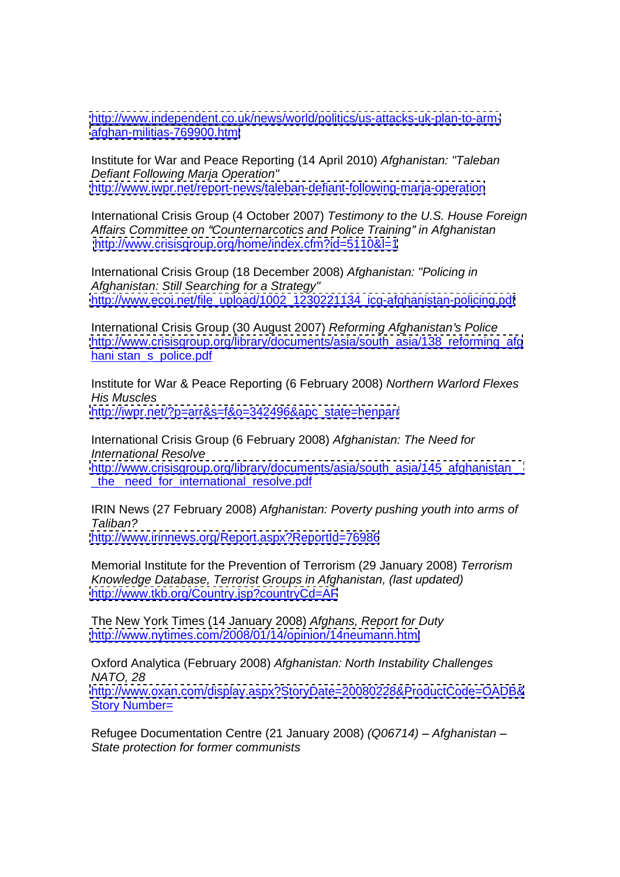http://www.independent.co.uk/news/world/politics/us-attacks-uk-plan-to-arm-afghan-militias-769900.html

Institute for War and Peace Reporting (14 April 2010) *Afghanistan: "Taleban Defiant Following Marja Operation"*
http://www.iwpr.net/report-news/taleban-defiant-following-marja-operation

International Crisis Group (4 October 2007) *Testimony to the U.S. House Foreign Affairs Committee on "Counternarcotics and Police Training" in Afghanistan*
http://www.crisisgroup.org/home/index.cfm?id=5110&l=1

International Crisis Group (18 December 2008) *Afghanistan: "Policing in Afghanistan: Still Searching for a Strategy"*
http://www.ecoi.net/file_upload/1002_1230221134_icg-afghanistan-policing.pdf

International Crisis Group (30 August 2007) *Reforming Afghanistan's Police*
http://www.crisisgroup.org/library/documents/asia/south_asia/138_reforming_afghani stan_s_police.pdf

Institute for War & Peace Reporting (6 February 2008) *Northern Warlord Flexes His Muscles*
http://iwpr.net/?p=arr&s=f&o=342496&apc_state=henparr

International Crisis Group (6 February 2008) *Afghanistan: The Need for International Resolve*
http://www.crisisgroup.org/library/documents/asia/south_asia/145_afghanistan___the__need_for_international_resolve.pdf

IRIN News (27 February 2008) *Afghanistan: Poverty pushing youth into arms of Taliban?*
http://www.irinnews.org/Report.aspx?ReportId=76986

Memorial Institute for the Prevention of Terrorism (29 January 2008) *Terrorism Knowledge Database, Terrorist Groups in Afghanistan, (last updated)*
http://www.tkb.org/Country.jsp?countryCd=AF

The New York Times (14 January 2008) *Afghans, Report for Duty*
http://www.nytimes.com/2008/01/14/opinion/14neumann.html

Oxford Analytica (February 2008) *Afghanistan: North Instability Challenges NATO, 28*
http://www.oxan.com/display.aspx?StoryDate=20080228&ProductCode=OADB&Story Number=

Refugee Documentation Centre (21 January 2008) *(Q06714) – Afghanistan – State protection for former communists*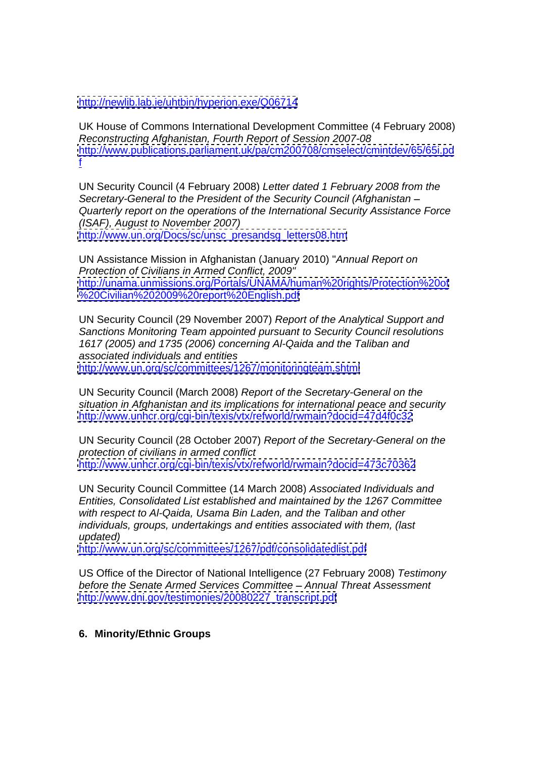http://newlib.lab.ie/uhtbin/hyperion.exe/Q06714

UK House of Commons International Development Committee (4 February 2008) *Reconstructing Afghanistan, Fourth Report of Session 2007-08*
http://www.publications.parliament.uk/pa/cm200708/cmselect/cmintdev/65/65i.pdf

UN Security Council (4 February 2008) *Letter dated 1 February 2008 from the Secretary-General to the President of the Security Council (Afghanistan – Quarterly report on the operations of the International Security Assistance Force (ISAF), August to November 2007)*
http://www.un.org/Docs/sc/unsc_presandsg_letters08.htm

UN Assistance Mission in Afghanistan (January 2010) "*Annual Report on Protection of Civilians in Armed Conflict, 2009"*
http://unama.unmissions.org/Portals/UNAMA/human%20rights/Protection%20of%20Civilian%202009%20report%20English.pdf

UN Security Council (29 November 2007) *Report of the Analytical Support and Sanctions Monitoring Team appointed pursuant to Security Council resolutions 1617 (2005) and 1735 (2006) concerning Al-Qaida and the Taliban and associated individuals and entities*
http://www.un.org/sc/committees/1267/monitoringteam.shtml

UN Security Council (March 2008) *Report of the Secretary-General on the situation in Afghanistan and its implications for international peace and security*
http://www.unhcr.org/cgi-bin/texis/vtx/refworld/rwmain?docid=47d4f0c32

UN Security Council (28 October 2007) *Report of the Secretary-General on the protection of civilians in armed conflict*
http://www.unhcr.org/cgi-bin/texis/vtx/refworld/rwmain?docid=473c70362

UN Security Council Committee (14 March 2008) *Associated Individuals and Entities, Consolidated List established and maintained by the 1267 Committee with respect to Al-Qaida, Usama Bin Laden, and the Taliban and other individuals, groups, undertakings and entities associated with them, (last updated)*
http://www.un.org/sc/committees/1267/pdf/consolidatedlist.pdf

US Office of the Director of National Intelligence (27 February 2008) *Testimony before the Senate Armed Services Committee – Annual Threat Assessment*
http://www.dni.gov/testimonies/20080227_transcript.pdf

**6. Minority/Ethnic Groups**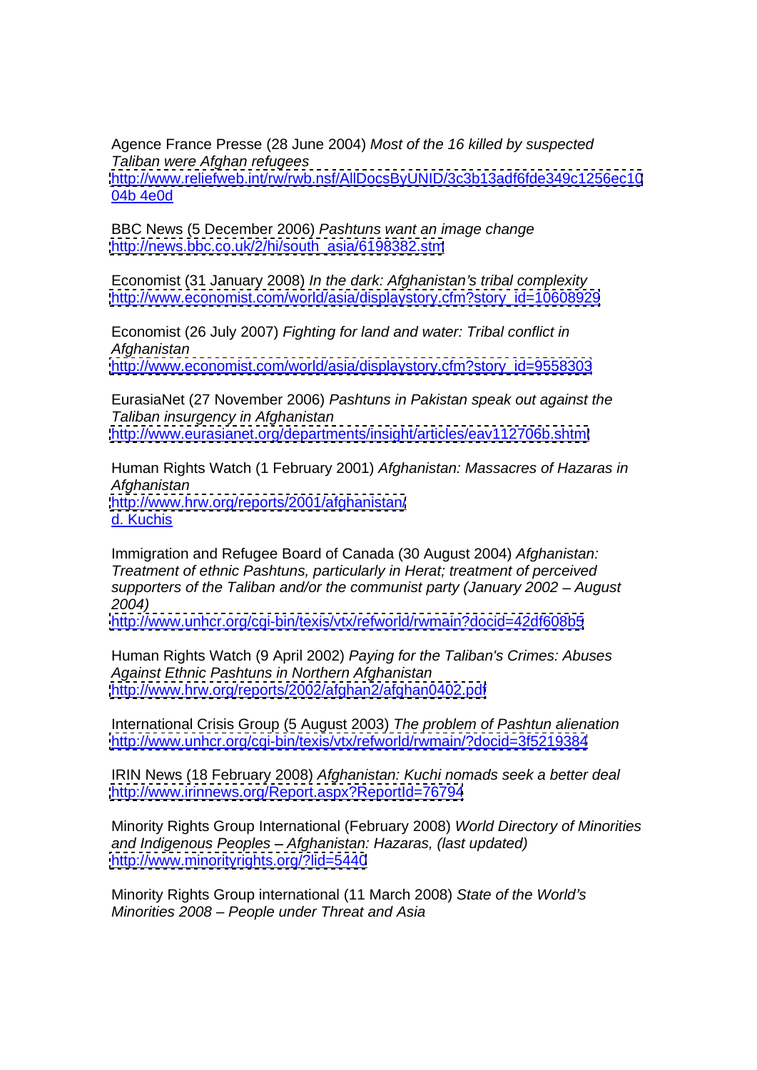Agence France Presse (28 June 2004) *Most of the 16 killed by suspected Taliban were Afghan refugees*
http://www.reliefweb.int/rw/rwb.nsf/AllDocsByUNID/3c3b13adf6fde349c1256ec1004b 4e0d

BBC News (5 December 2006) *Pashtuns want an image change*
http://news.bbc.co.uk/2/hi/south_asia/6198382.stm

Economist (31 January 2008) *In the dark: Afghanistan's tribal complexity*
http://www.economist.com/world/asia/displaystory.cfm?story_id=10608929

Economist (26 July 2007) *Fighting for land and water: Tribal conflict in Afghanistan*
http://www.economist.com/world/asia/displaystory.cfm?story_id=9558303

EurasiaNet (27 November 2006) *Pashtuns in Pakistan speak out against the Taliban insurgency in Afghanistan*
http://www.eurasianet.org/departments/insight/articles/eav112706b.shtml

Human Rights Watch (1 February 2001) *Afghanistan: Massacres of Hazaras in Afghanistan*
http://www.hrw.org/reports/2001/afghanistan/
d. Kuchis

Immigration and Refugee Board of Canada (30 August 2004) *Afghanistan: Treatment of ethnic Pashtuns, particularly in Herat; treatment of perceived supporters of the Taliban and/or the communist party (January 2002 – August 2004)*
http://www.unhcr.org/cgi-bin/texis/vtx/refworld/rwmain?docid=42df608b5

Human Rights Watch (9 April 2002) *Paying for the Taliban's Crimes: Abuses Against Ethnic Pashtuns in Northern Afghanistan*
http://www.hrw.org/reports/2002/afghan2/afghan0402.pdf

International Crisis Group (5 August 2003) *The problem of Pashtun alienation*
http://www.unhcr.org/cgi-bin/texis/vtx/refworld/rwmain/?docid=3f5219384

IRIN News (18 February 2008) *Afghanistan: Kuchi nomads seek a better deal*
http://www.irinnews.org/Report.aspx?ReportId=76794

Minority Rights Group International (February 2008) *World Directory of Minorities and Indigenous Peoples – Afghanistan: Hazaras, (last updated)*
http://www.minorityrights.org/?lid=5440

Minority Rights Group international (11 March 2008) *State of the World's Minorities 2008 – People under Threat and Asia*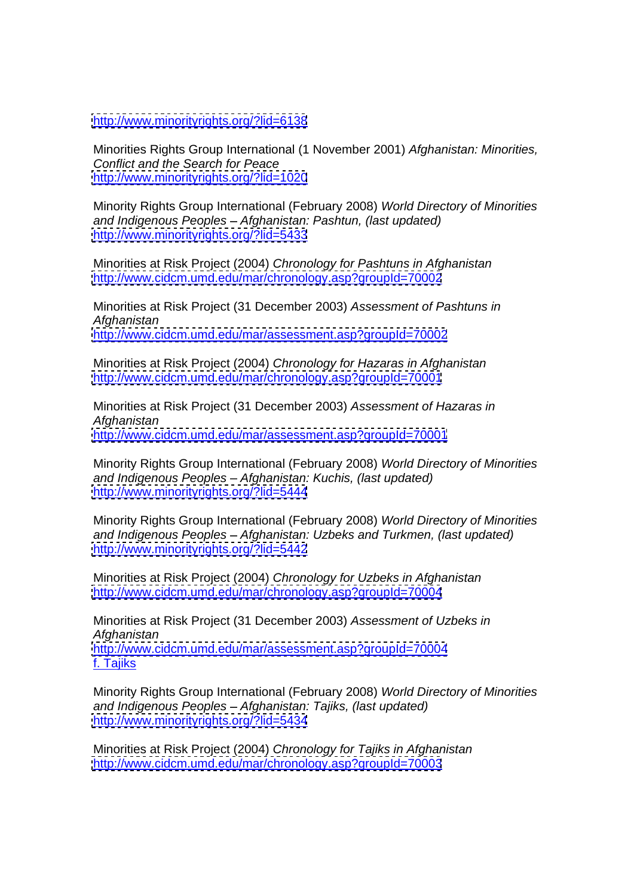http://www.minorityrights.org/?lid=6138

Minorities Rights Group International (1 November 2001) *Afghanistan: Minorities, Conflict and the Search for Peace*
http://www.minorityrights.org/?lid=1020

Minority Rights Group International (February 2008) *World Directory of Minorities and Indigenous Peoples – Afghanistan: Pashtun, (last updated)*
http://www.minorityrights.org/?lid=5433

Minorities at Risk Project (2004) *Chronology for Pashtuns in Afghanistan*
http://www.cidcm.umd.edu/mar/chronology.asp?groupId=70002

Minorities at Risk Project (31 December 2003) *Assessment of Pashtuns in Afghanistan*
http://www.cidcm.umd.edu/mar/assessment.asp?groupId=70002

Minorities at Risk Project (2004) *Chronology for Hazaras in Afghanistan*
http://www.cidcm.umd.edu/mar/chronology.asp?groupId=70001

Minorities at Risk Project (31 December 2003) *Assessment of Hazaras in Afghanistan*
http://www.cidcm.umd.edu/mar/assessment.asp?groupId=70001

Minority Rights Group International (February 2008) *World Directory of Minorities and Indigenous Peoples – Afghanistan: Kuchis, (last updated)*
http://www.minorityrights.org/?lid=5444

Minority Rights Group International (February 2008) *World Directory of Minorities and Indigenous Peoples – Afghanistan: Uzbeks and Turkmen, (last updated)*
http://www.minorityrights.org/?lid=5442

Minorities at Risk Project (2004) *Chronology for Uzbeks in Afghanistan*
http://www.cidcm.umd.edu/mar/chronology.asp?groupId=70004

Minorities at Risk Project (31 December 2003) *Assessment of Uzbeks in Afghanistan*
http://www.cidcm.umd.edu/mar/assessment.asp?groupId=70004
f. Tajiks

Minority Rights Group International (February 2008) *World Directory of Minorities and Indigenous Peoples – Afghanistan: Tajiks, (last updated)*
http://www.minorityrights.org/?lid=5434

Minorities at Risk Project (2004) *Chronology for Tajiks in Afghanistan*
http://www.cidcm.umd.edu/mar/chronology.asp?groupId=70003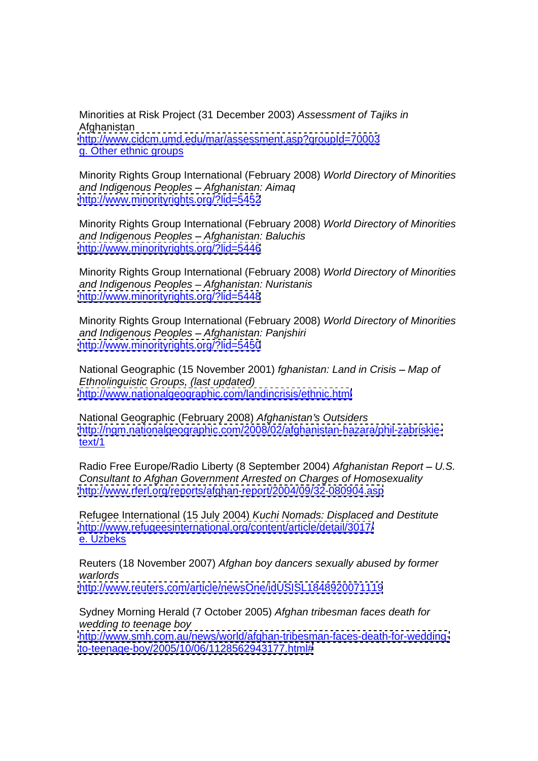Minorities at Risk Project (31 December 2003) *Assessment of Tajiks in* Afghanistan
http://www.cidcm.umd.edu/mar/assessment.asp?groupId=70003

g. Other ethnic groups

Minority Rights Group International (February 2008) *World Directory of Minorities and Indigenous Peoples – Afghanistan: Aimaq*
http://www.minorityrights.org/?lid=5452

Minority Rights Group International (February 2008) *World Directory of Minorities and Indigenous Peoples – Afghanistan: Baluchis*
http://www.minorityrights.org/?lid=5446

Minority Rights Group International (February 2008) *World Directory of Minorities and Indigenous Peoples – Afghanistan: Nuristanis*
http://www.minorityrights.org/?lid=5448

Minority Rights Group International (February 2008) *World Directory of Minorities and Indigenous Peoples – Afghanistan: Panjshiri*
http://www.minorityrights.org/?lid=5450

National Geographic (15 November 2001) *fghanistan: Land in Crisis – Map of Ethnolinguistic Groups, (last updated)*
http://www.nationalgeographic.com/landincrisis/ethnic.html

National Geographic (February 2008) *Afghanistan's Outsiders*
http://ngm.nationalgeographic.com/2008/02/afghanistan-hazara/phil-zabriskie-text/1

Radio Free Europe/Radio Liberty (8 September 2004) *Afghanistan Report – U.S. Consultant to Afghan Government Arrested on Charges of Homosexuality*
http://www.rferl.org/reports/afghan-report/2004/09/32-080904.asp

Refugee International (15 July 2004) *Kuchi Nomads: Displaced and Destitute*
http://www.refugeesinternational.org/content/article/detail/3017/

e. Uzbeks

Reuters (18 November 2007) *Afghan boy dancers sexually abused by former warlords*
http://www.reuters.com/article/newsOne/idUSISL1848920071119

Sydney Morning Herald (7 October 2005) *Afghan tribesman faces death for wedding to teenage boy*
http://www.smh.com.au/news/world/afghan-tribesman-faces-death-for-wedding-to-teenage-boy/2005/10/06/1128562943177.html#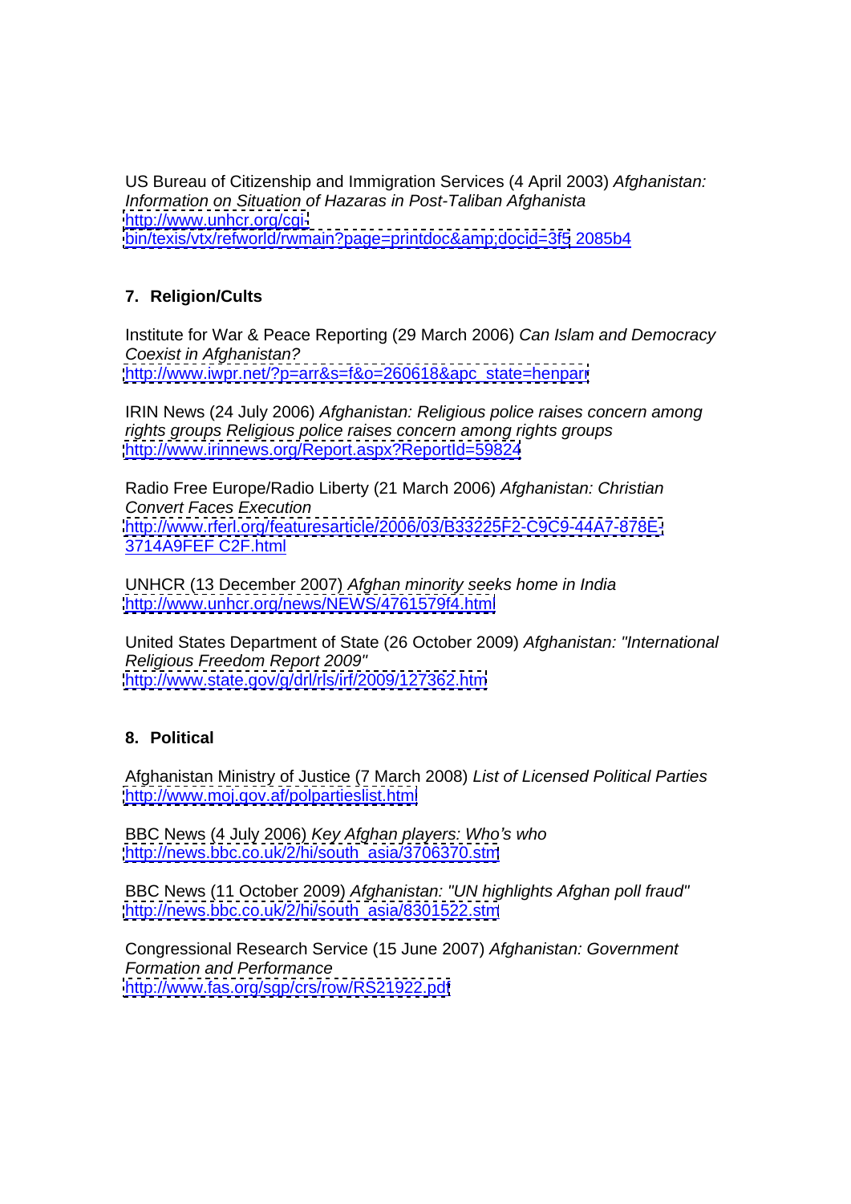US Bureau of Citizenship and Immigration Services (4 April 2003) *Afghanistan: Information on Situation of Hazaras in Post-Taliban Afghanista*
http://www.unhcr.org/cgi-bin/texis/vtx/refworld/rwmain?page=printdoc&amp;docid=3f5 2085b4

## 7. Religion/Cults

Institute for War & Peace Reporting (29 March 2006) *Can Islam and Democracy Coexist in Afghanistan?*
http://www.iwpr.net/?p=arr&s=f&o=260618&apc_state=henparr

IRIN News (24 July 2006) *Afghanistan: Religious police raises concern among rights groups Religious police raises concern among rights groups*
http://www.irinnews.org/Report.aspx?ReportId=59824

Radio Free Europe/Radio Liberty (21 March 2006) *Afghanistan: Christian Convert Faces Execution*
http://www.rferl.org/featuresarticle/2006/03/B33225F2-C9C9-44A7-878E-3714A9FEF C2F.html

UNHCR (13 December 2007) *Afghan minority seeks home in India*
http://www.unhcr.org/news/NEWS/4761579f4.html

United States Department of State (26 October 2009) *Afghanistan: "International Religious Freedom Report 2009"*
http://www.state.gov/g/drl/rls/irf/2009/127362.htm

## 8. Political

Afghanistan Ministry of Justice (7 March 2008) *List of Licensed Political Parties*
http://www.moj.gov.af/polpartieslist.html

BBC News (4 July 2006) *Key Afghan players: Who's who*
http://news.bbc.co.uk/2/hi/south_asia/3706370.stm

BBC News (11 October 2009) *Afghanistan: "UN highlights Afghan poll fraud"*
http://news.bbc.co.uk/2/hi/south_asia/8301522.stm

Congressional Research Service (15 June 2007) *Afghanistan: Government Formation and Performance*
http://www.fas.org/sgp/crs/row/RS21922.pdf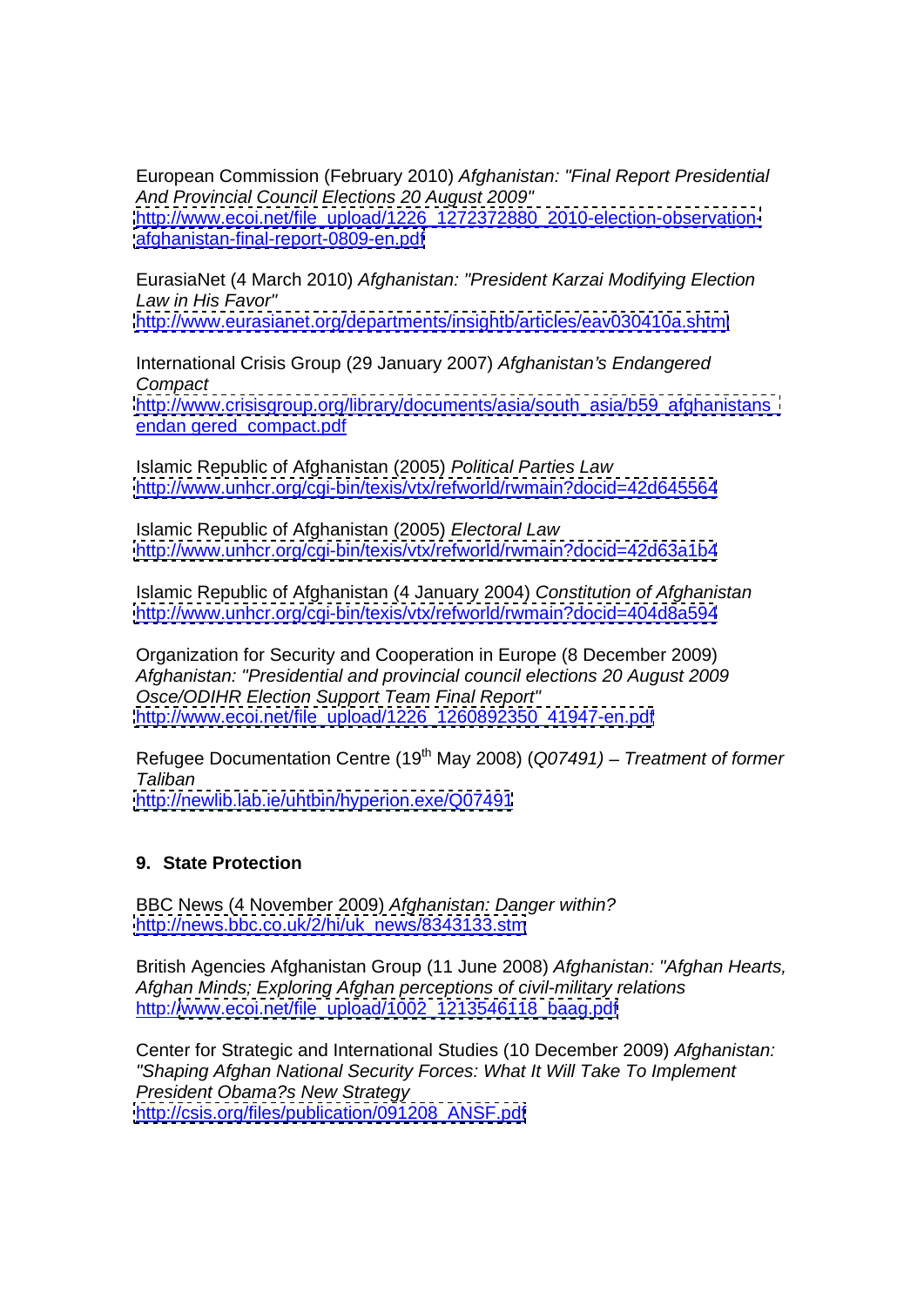European Commission (February 2010) *Afghanistan: "Final Report Presidential And Provincial Council Elections 20 August 2009"*
http://www.ecoi.net/file_upload/1226_1272372880_2010-election-observation-afghanistan-final-report-0809-en.pdf

EurasiaNet (4 March 2010) *Afghanistan: "President Karzai Modifying Election Law in His Favor"*
http://www.eurasianet.org/departments/insightb/articles/eav030410a.shtml

International Crisis Group (29 January 2007) *Afghanistan's Endangered Compact*
http://www.crisisgroup.org/library/documents/asia/south_asia/b59_afghanistans_endan gered_compact.pdf

Islamic Republic of Afghanistan (2005) *Political Parties Law*
http://www.unhcr.org/cgi-bin/texis/vtx/refworld/rwmain?docid=42d645564

Islamic Republic of Afghanistan (2005) *Electoral Law*
http://www.unhcr.org/cgi-bin/texis/vtx/refworld/rwmain?docid=42d63a1b4

Islamic Republic of Afghanistan (4 January 2004) *Constitution of Afghanistan*
http://www.unhcr.org/cgi-bin/texis/vtx/refworld/rwmain?docid=404d8a594

Organization for Security and Cooperation in Europe (8 December 2009) *Afghanistan: "Presidential and provincial council elections 20 August 2009 Osce/ODIHR Election Support Team Final Report"*
http://www.ecoi.net/file_upload/1226_1260892350_41947-en.pdf

Refugee Documentation Centre (19th May 2008) (*Q07491) – Treatment of former Taliban*
http://newlib.lab.ie/uhtbin/hyperion.exe/Q07491

## 9. State Protection

BBC News (4 November 2009) *Afghanistan: Danger within?*
http://news.bbc.co.uk/2/hi/uk_news/8343133.stm

British Agencies Afghanistan Group (11 June 2008) *Afghanistan: "Afghan Hearts, Afghan Minds; Exploring Afghan perceptions of civil-military relations*
http://www.ecoi.net/file_upload/1002_1213546118_baag.pdf

Center for Strategic and International Studies (10 December 2009) *Afghanistan: "Shaping Afghan National Security Forces: What It Will Take To Implement President Obama?s New Strategy*
http://csis.org/files/publication/091208_ANSF.pdf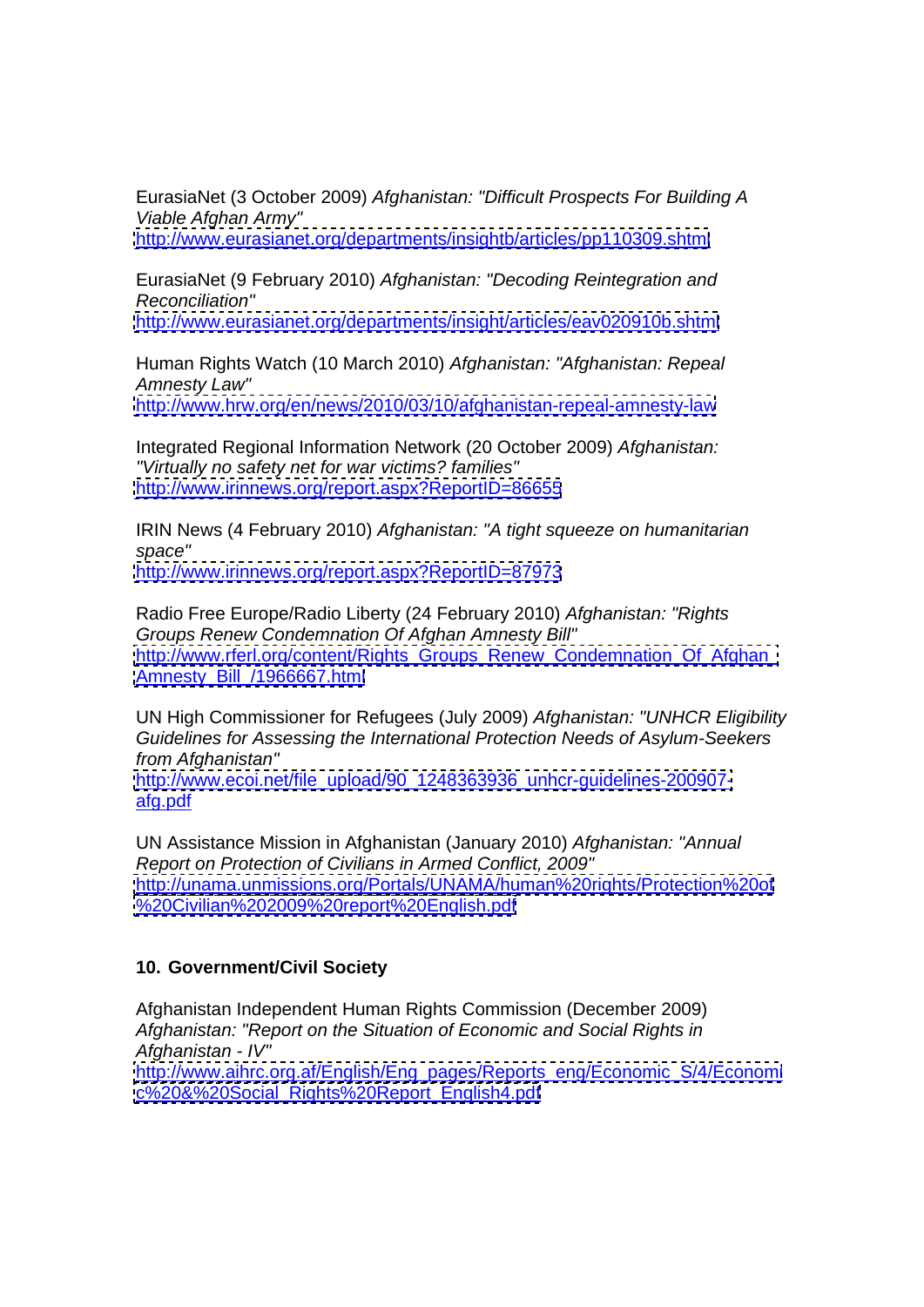EurasiaNet (3 October 2009) *Afghanistan: "Difficult Prospects For Building A Viable Afghan Army"*
http://www.eurasianet.org/departments/insightb/articles/pp110309.shtml

EurasiaNet (9 February 2010) *Afghanistan: "Decoding Reintegration and Reconciliation"*
http://www.eurasianet.org/departments/insight/articles/eav020910b.shtml

Human Rights Watch (10 March 2010) *Afghanistan: "Afghanistan: Repeal Amnesty Law"*
http://www.hrw.org/en/news/2010/03/10/afghanistan-repeal-amnesty-law

Integrated Regional Information Network (20 October 2009) *Afghanistan: "Virtually no safety net for war victims? families"*
http://www.irinnews.org/report.aspx?ReportID=86655

IRIN News (4 February 2010) *Afghanistan: "A tight squeeze on humanitarian space"*
http://www.irinnews.org/report.aspx?ReportID=87973

Radio Free Europe/Radio Liberty (24 February 2010) *Afghanistan: "Rights Groups Renew Condemnation Of Afghan Amnesty Bill"*
http://www.rferl.org/content/Rights_Groups_Renew_Condemnation_Of_Afghan_Amnesty_Bill_/1966667.html

UN High Commissioner for Refugees (July 2009) *Afghanistan: "UNHCR Eligibility Guidelines for Assessing the International Protection Needs of Asylum-Seekers from Afghanistan"*
http://www.ecoi.net/file_upload/90_1248363936_unhcr-guidelines-200907-afg.pdf

UN Assistance Mission in Afghanistan (January 2010) *Afghanistan: "Annual Report on Protection of Civilians in Armed Conflict, 2009"*
http://unama.unmissions.org/Portals/UNAMA/human%20rights/Protection%20of%20Civilian%202009%20report%20English.pdf

## 10. Government/Civil Society

Afghanistan Independent Human Rights Commission (December 2009) *Afghanistan: "Report on the Situation of Economic and Social Rights in Afghanistan - IV"*
http://www.aihrc.org.af/English/Eng_pages/Reports_eng/Economic_S/4/Economic%20&%20Social_Rights%20Report_English4.pdf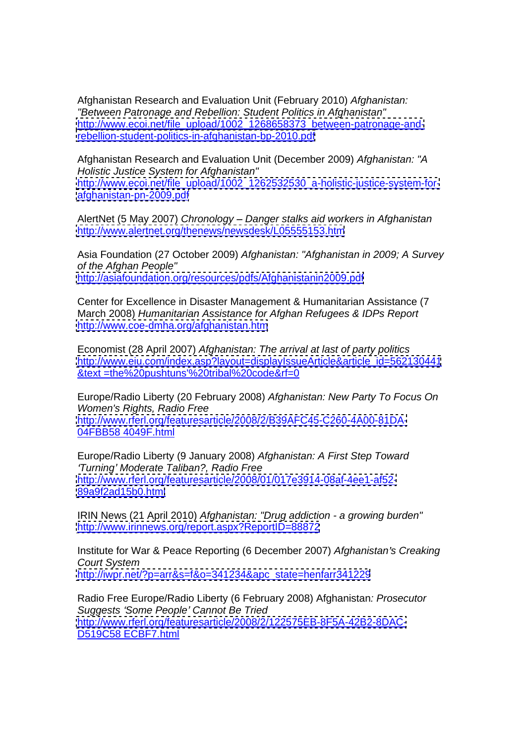Afghanistan Research and Evaluation Unit (February 2010) *Afghanistan: "Between Patronage and Rebellion: Student Politics in Afghanistan"*
http://www.ecoi.net/file_upload/1002_1268658373_between-patronage-and-rebellion-student-politics-in-afghanistan-bp-2010.pdf

Afghanistan Research and Evaluation Unit (December 2009) *Afghanistan: "A Holistic Justice System for Afghanistan"*
http://www.ecoi.net/file_upload/1002_1262532530_a-holistic-justice-system-for-afghanistan-pn-2009.pdf

AlertNet (5 May 2007) *Chronology – Danger stalks aid workers in Afghanistan*
http://www.alertnet.org/thenews/newsdesk/L05555153.htm

Asia Foundation (27 October 2009) *Afghanistan: "Afghanistan in 2009; A Survey of the Afghan People"*
http://asiafoundation.org/resources/pdfs/Afghanistanin2009.pdf

Center for Excellence in Disaster Management & Humanitarian Assistance (7 March 2008) *Humanitarian Assistance for Afghan Refugees & IDPs Report*
http://www.coe-dmha.org/afghanistan.htm

Economist (28 April 2007) *Afghanistan: The arrival at last of party politics*
http://www.eiu.com/index.asp?layout=displayIssueArticle&article_id=562130441&text =the%20pushtuns'%20tribal%20code&rf=0

Europe/Radio Liberty (20 February 2008) *Afghanistan: New Party To Focus On Women's Rights, Radio Free*
http://www.rferl.org/featuresarticle/2008/2/B39AFC45-C260-4A00-81DA-04FBB58 4049F.html

Europe/Radio Liberty (9 January 2008) *Afghanistan: A First Step Toward 'Turning' Moderate Taliban?, Radio Free*
http://www.rferl.org/featuresarticle/2008/01/017e3914-08af-4ee1-af52-89a9f2ad15b0.html

IRIN News (21 April 2010) *Afghanistan: "Drug addiction - a growing burden"*
http://www.irinnews.org/report.aspx?ReportID=88872

Institute for War & Peace Reporting (6 December 2007) *Afghanistan's Creaking Court System*
http://iwpr.net/?p=arr&s=f&o=341234&apc_state=henfarr341229

Radio Free Europe/Radio Liberty (6 February 2008) Afghanistan*: Prosecutor Suggests 'Some People' Cannot Be Tried*
http://www.rferl.org/featuresarticle/2008/2/122575EB-8F5A-42B2-8DAC-D519C58 ECBF7.html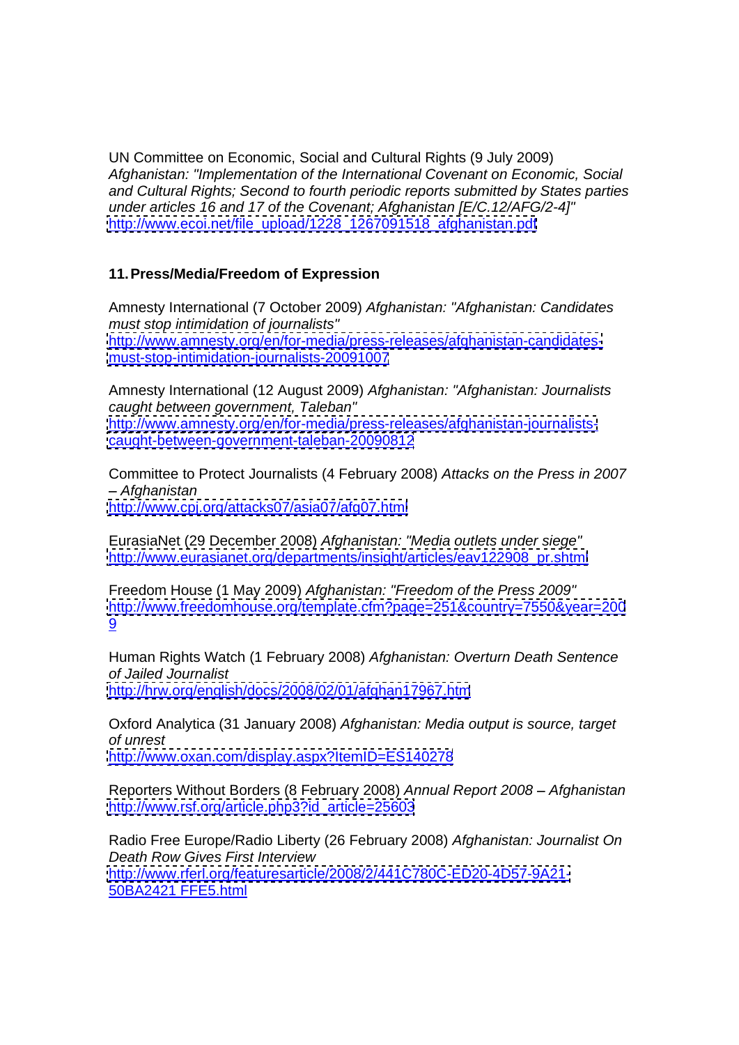UN Committee on Economic, Social and Cultural Rights (9 July 2009) *Afghanistan: "Implementation of the International Covenant on Economic, Social and Cultural Rights; Second to fourth periodic reports submitted by States parties under articles 16 and 17 of the Covenant; Afghanistan [E/C.12/AFG/2-4]"*
http://www.ecoi.net/file_upload/1228_1267091518_afghanistan.pdf

## 11. Press/Media/Freedom of Expression

Amnesty International (7 October 2009) *Afghanistan: "Afghanistan: Candidates must stop intimidation of journalists"*
http://www.amnesty.org/en/for-media/press-releases/afghanistan-candidates-must-stop-intimidation-journalists-20091007

Amnesty International (12 August 2009) *Afghanistan: "Afghanistan: Journalists caught between government, Taleban"*
http://www.amnesty.org/en/for-media/press-releases/afghanistan-journalists-caught-between-government-taleban-20090812

Committee to Protect Journalists (4 February 2008) *Attacks on the Press in 2007 – Afghanistan*
http://www.cpj.org/attacks07/asia07/afg07.html

EurasiaNet (29 December 2008) *Afghanistan: "Media outlets under siege"*
http://www.eurasianet.org/departments/insight/articles/eav122908_pr.shtml

Freedom House (1 May 2009) *Afghanistan: "Freedom of the Press 2009"*
http://www.freedomhouse.org/template.cfm?page=251&country=7550&year=2009

Human Rights Watch (1 February 2008) *Afghanistan: Overturn Death Sentence of Jailed Journalist*
http://hrw.org/english/docs/2008/02/01/afghan17967.htm

Oxford Analytica (31 January 2008) *Afghanistan: Media output is source, target of unrest*
http://www.oxan.com/display.aspx?ItemID=ES140278

Reporters Without Borders (8 February 2008) *Annual Report 2008 – Afghanistan*
http://www.rsf.org/article.php3?id_article=25603

Radio Free Europe/Radio Liberty (26 February 2008) *Afghanistan: Journalist On Death Row Gives First Interview*
http://www.rferl.org/featuresarticle/2008/2/441C780C-ED20-4D57-9A21-50BA2421FFE5.html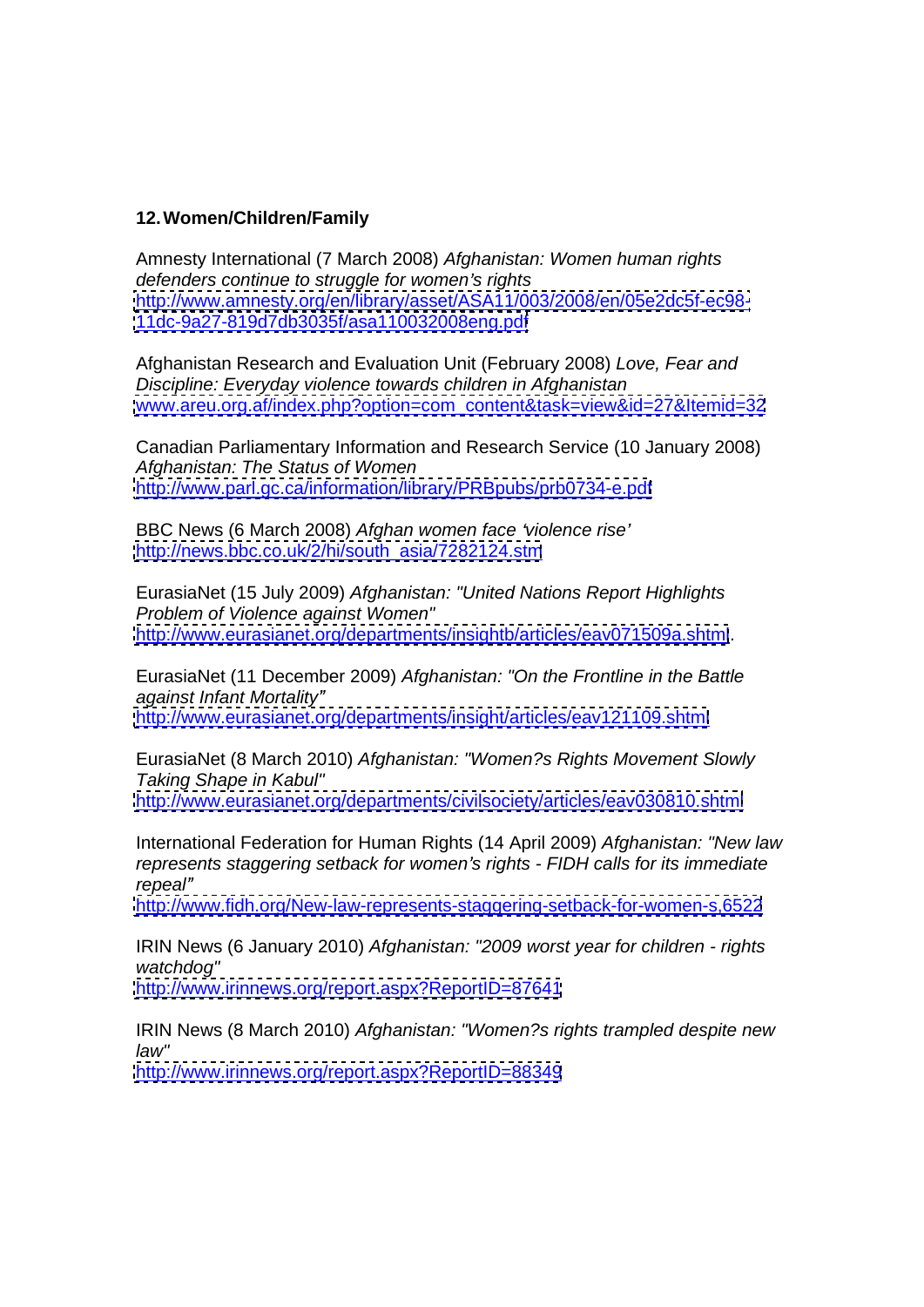## 12. Women/Children/Family

Amnesty International (7 March 2008) *Afghanistan: Women human rights defenders continue to struggle for women's rights*
http://www.amnesty.org/en/library/asset/ASA11/003/2008/en/05e2dc5f-ec98-11dc-9a27-819d7db3035f/asa110032008eng.pdf

Afghanistan Research and Evaluation Unit (February 2008) *Love, Fear and Discipline: Everyday violence towards children in Afghanistan*
www.areu.org.af/index.php?option=com_content&task=view&id=27&Itemid=32

Canadian Parliamentary Information and Research Service (10 January 2008) *Afghanistan: The Status of Women*
http://www.parl.gc.ca/information/library/PRBpubs/prb0734-e.pdf

BBC News (6 March 2008) *Afghan women face 'violence rise'*
http://news.bbc.co.uk/2/hi/south_asia/7282124.stm

EurasiaNet (15 July 2009) *Afghanistan: "United Nations Report Highlights Problem of Violence against Women"*
http://www.eurasianet.org/departments/insightb/articles/eav071509a.shtml.

EurasiaNet (11 December 2009) *Afghanistan: "On the Frontline in the Battle against Infant Mortality"*
http://www.eurasianet.org/departments/insight/articles/eav121109.shtml

EurasiaNet (8 March 2010) *Afghanistan: "Women?s Rights Movement Slowly Taking Shape in Kabul"*
http://www.eurasianet.org/departments/civilsociety/articles/eav030810.shtml

International Federation for Human Rights (14 April 2009) *Afghanistan: "New law represents staggering setback for women's rights - FIDH calls for its immediate repeal"*
http://www.fidh.org/New-law-represents-staggering-setback-for-women-s,6522

IRIN News (6 January 2010) *Afghanistan: "2009 worst year for children - rights watchdog"*
http://www.irinnews.org/report.aspx?ReportID=87641

IRIN News (8 March 2010) *Afghanistan: "Women?s rights trampled despite new law"*
http://www.irinnews.org/report.aspx?ReportID=88349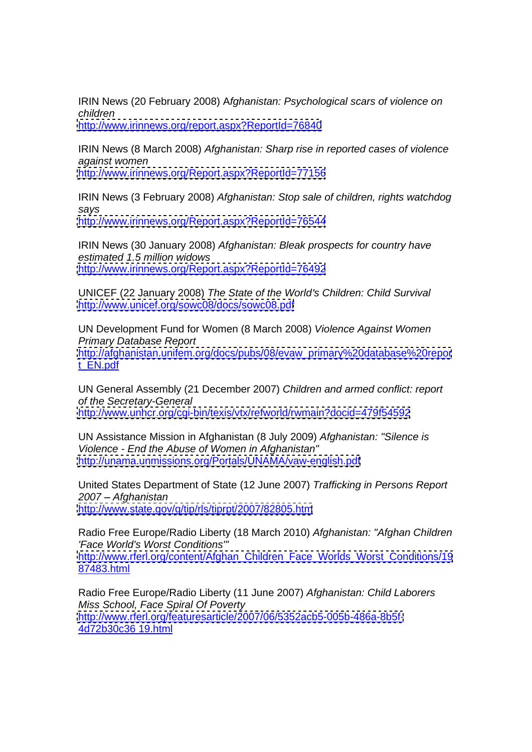IRIN News (20 February 2008) *Afghanistan: Psychological scars of violence on children*
http://www.irinnews.org/report.aspx?ReportId=76840

IRIN News (8 March 2008) *Afghanistan: Sharp rise in reported cases of violence against women*
http://www.irinnews.org/Report.aspx?ReportId=77156

IRIN News (3 February 2008) *Afghanistan: Stop sale of children, rights watchdog says*
http://www.irinnews.org/Report.aspx?ReportId=76544

IRIN News (30 January 2008) *Afghanistan: Bleak prospects for country have estimated 1.5 million widows*
http://www.irinnews.org/Report.aspx?ReportId=76492

UNICEF (22 January 2008) *The State of the World's Children: Child Survival*
http://www.unicef.org/sowc08/docs/sowc08.pdf

UN Development Fund for Women (8 March 2008) *Violence Against Women Primary Database Report*
http://afghanistan.unifem.org/docs/pubs/08/evaw_primary%20database%20report_EN.pdf

UN General Assembly (21 December 2007) *Children and armed conflict: report of the Secretary-General*
http://www.unhcr.org/cgi-bin/texis/vtx/refworld/rwmain?docid=479f54592

UN Assistance Mission in Afghanistan (8 July 2009) *Afghanistan: "Silence is Violence - End the Abuse of Women in Afghanistan"*
http://unama.unmissions.org/Portals/UNAMA/vaw-english.pdf

United States Department of State (12 June 2007) *Trafficking in Persons Report 2007 – Afghanistan*
http://www.state.gov/g/tip/rls/tiprpt/2007/82805.htm

Radio Free Europe/Radio Liberty (18 March 2010) *Afghanistan: "Afghan Children 'Face World's Worst Conditions'"*
http://www.rferl.org/content/Afghan_Children_Face_Worlds_Worst_Conditions/1987483.html

Radio Free Europe/Radio Liberty (11 June 2007) *Afghanistan: Child Laborers Miss School, Face Spiral Of Poverty*
http://www.rferl.org/featuresarticle/2007/06/5352acb5-005b-486a-8b5f-4d72b30c36 19.html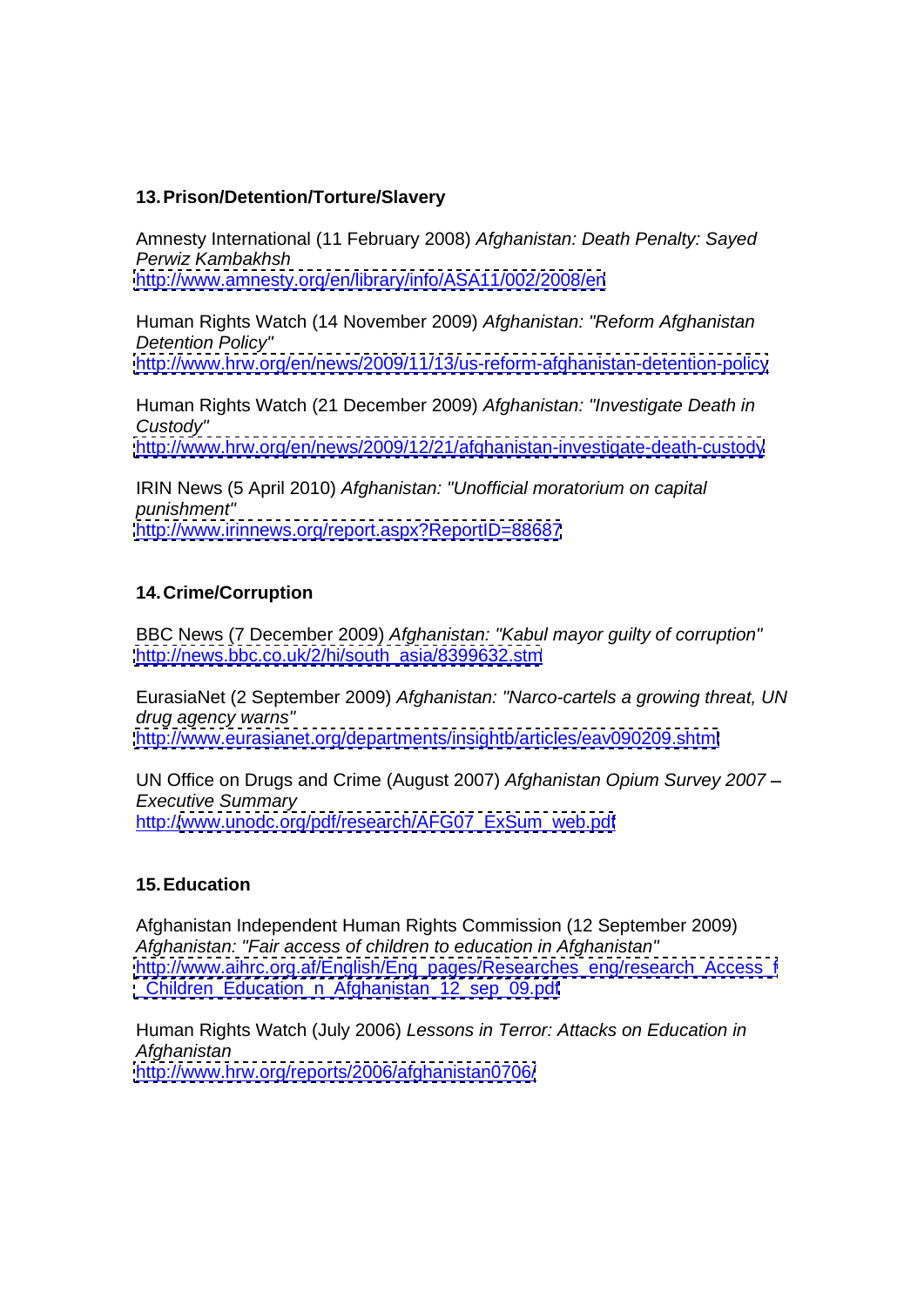## 13. Prison/Detention/Torture/Slavery

Amnesty International (11 February 2008) *Afghanistan: Death Penalty: Sayed Perwiz Kambakhsh*
http://www.amnesty.org/en/library/info/ASA11/002/2008/en

Human Rights Watch (14 November 2009) *Afghanistan: "Reform Afghanistan Detention Policy"*
http://www.hrw.org/en/news/2009/11/13/us-reform-afghanistan-detention-policy

Human Rights Watch (21 December 2009) *Afghanistan: "Investigate Death in Custody"*
http://www.hrw.org/en/news/2009/12/21/afghanistan-investigate-death-custody

IRIN News (5 April 2010) *Afghanistan: "Unofficial moratorium on capital punishment"*
http://www.irinnews.org/report.aspx?ReportID=88687

## 14. Crime/Corruption

BBC News (7 December 2009) *Afghanistan: "Kabul mayor guilty of corruption"*
http://news.bbc.co.uk/2/hi/south_asia/8399632.stm

EurasiaNet (2 September 2009) *Afghanistan: "Narco-cartels a growing threat, UN drug agency warns"*
http://www.eurasianet.org/departments/insightb/articles/eav090209.shtml

UN Office on Drugs and Crime (August 2007) *Afghanistan Opium Survey 2007 – Executive Summary*
http://www.unodc.org/pdf/research/AFG07_ExSum_web.pdf

## 15. Education

Afghanistan Independent Human Rights Commission (12 September 2009) *Afghanistan: "Fair access of children to education in Afghanistan"*
http://www.aihrc.org.af/English/Eng_pages/Researches_eng/research_Access_f_Children_Education_n_Afghanistan_12_sep_09.pdf

Human Rights Watch (July 2006) *Lessons in Terror: Attacks on Education in Afghanistan*
http://www.hrw.org/reports/2006/afghanistan0706/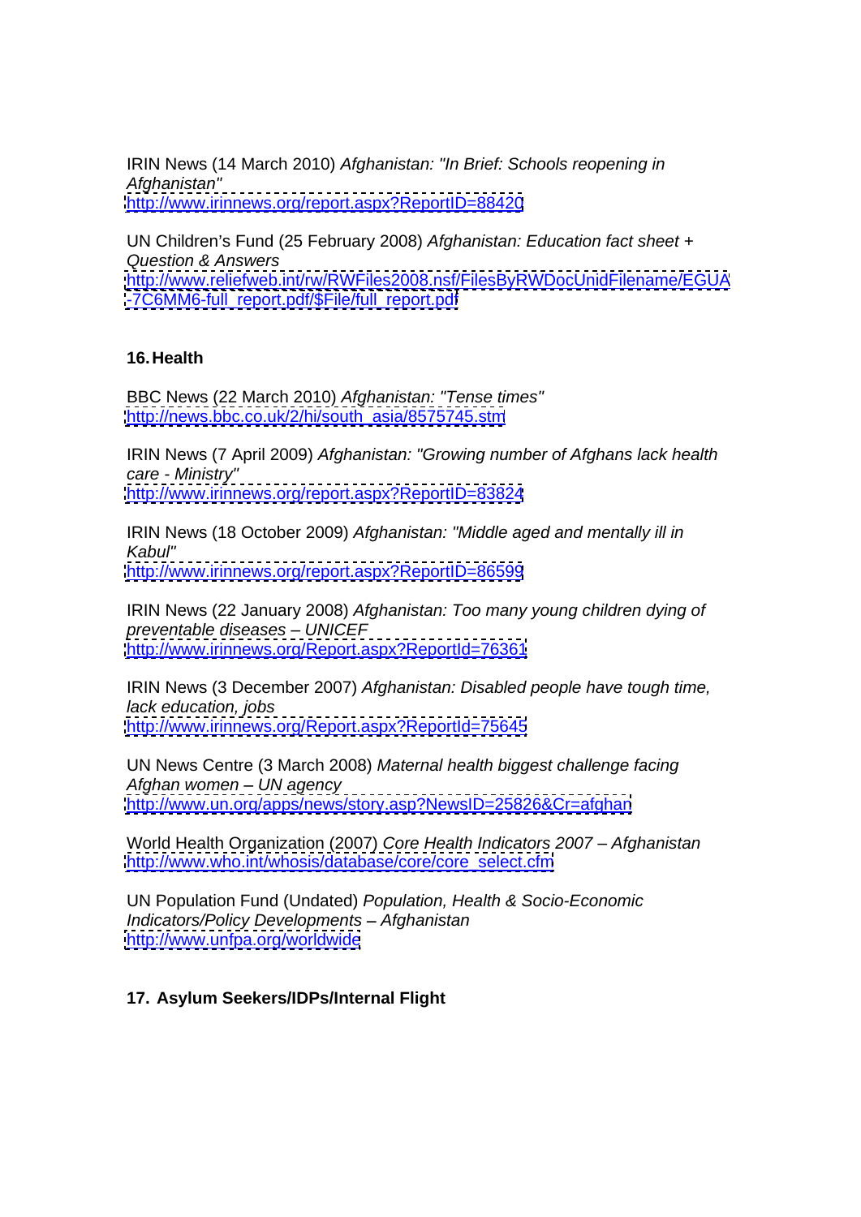IRIN News (14 March 2010) *Afghanistan: "In Brief: Schools reopening in Afghanistan"*
http://www.irinnews.org/report.aspx?ReportID=88420

UN Children's Fund (25 February 2008) *Afghanistan: Education fact sheet + Question & Answers*
http://www.reliefweb.int/rw/RWFiles2008.nsf/FilesByRWDocUnidFilename/EGUA-7C6MM6-full_report.pdf/$File/full_report.pdf

## 16. Health

BBC News (22 March 2010) *Afghanistan: "Tense times"*
http://news.bbc.co.uk/2/hi/south_asia/8575745.stm

IRIN News (7 April 2009) *Afghanistan: "Growing number of Afghans lack health care - Ministry"*
http://www.irinnews.org/report.aspx?ReportID=83824

IRIN News (18 October 2009) *Afghanistan: "Middle aged and mentally ill in Kabul"*
http://www.irinnews.org/report.aspx?ReportID=86599

IRIN News (22 January 2008) *Afghanistan: Too many young children dying of preventable diseases – UNICEF*
http://www.irinnews.org/Report.aspx?ReportId=76361

IRIN News (3 December 2007) *Afghanistan: Disabled people have tough time, lack education, jobs*
http://www.irinnews.org/Report.aspx?ReportId=75645

UN News Centre (3 March 2008) *Maternal health biggest challenge facing Afghan women – UN agency*
http://www.un.org/apps/news/story.asp?NewsID=25826&Cr=afghan

World Health Organization (2007) *Core Health Indicators 2007 – Afghanistan*
http://www.who.int/whosis/database/core/core_select.cfm

UN Population Fund (Undated) *Population, Health & Socio-Economic Indicators/Policy Developments – Afghanistan*
http://www.unfpa.org/worldwide

## 17. Asylum Seekers/IDPs/Internal Flight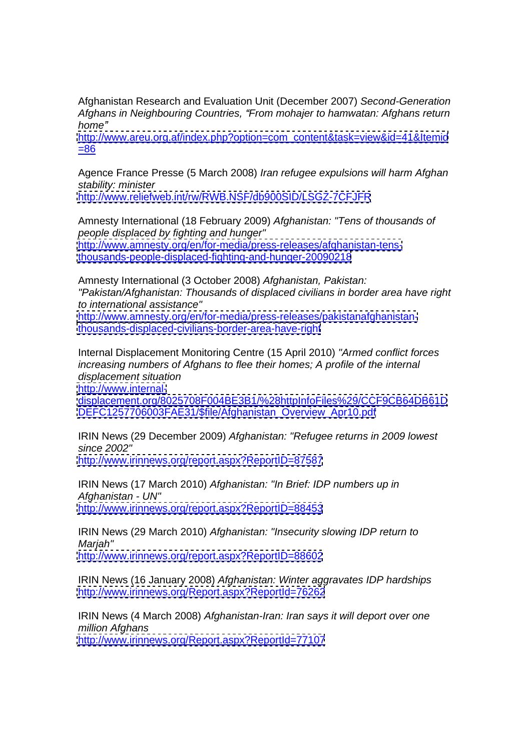Afghanistan Research and Evaluation Unit (December 2007) *Second-Generation Afghans in Neighbouring Countries, "From mohajer to hamwatan: Afghans return home"*
http://www.areu.org.af/index.php?option=com_content&task=view&id=41&Itemid=86

Agence France Presse (5 March 2008) *Iran refugee expulsions will harm Afghan stability: minister*
http://www.reliefweb.int/rw/RWB.NSF/db900SID/LSGZ-7CFJFR

Amnesty International (18 February 2009) *Afghanistan: "Tens of thousands of people displaced by fighting and hunger"*
http://www.amnesty.org/en/for-media/press-releases/afghanistan-tens-thousands-people-displaced-fighting-and-hunger-20090218

Amnesty International (3 October 2008) *Afghanistan, Pakistan: "Pakistan/Afghanistan: Thousands of displaced civilians in border area have right to international assistance"*
http://www.amnesty.org/en/for-media/press-releases/pakistanafghanistan-thousands-displaced-civilians-border-area-have-right

Internal Displacement Monitoring Centre (15 April 2010) *"Armed conflict forces increasing numbers of Afghans to flee their homes; A profile of the internal displacement situation*
http://www.internal-displacement.org/8025708F004BE3B1/%28httpInfoFiles%29/CCF9CB64DB61DDEFC1257706003FAE31/$file/Afghanistan_Overview_Apr10.pdf

IRIN News (29 December 2009) *Afghanistan: "Refugee returns in 2009 lowest since 2002"*
http://www.irinnews.org/report.aspx?ReportID=87587

IRIN News (17 March 2010) *Afghanistan: "In Brief: IDP numbers up in Afghanistan - UN"*
http://www.irinnews.org/report.aspx?ReportID=88453

IRIN News (29 March 2010) *Afghanistan: "Insecurity slowing IDP return to Marjah"*
http://www.irinnews.org/report.aspx?ReportID=88602

IRIN News (16 January 2008) *Afghanistan: Winter aggravates IDP hardships*
http://www.irinnews.org/Report.aspx?ReportId=76262

IRIN News (4 March 2008) *Afghanistan-Iran: Iran says it will deport over one million Afghans*
http://www.irinnews.org/Report.aspx?ReportId=77107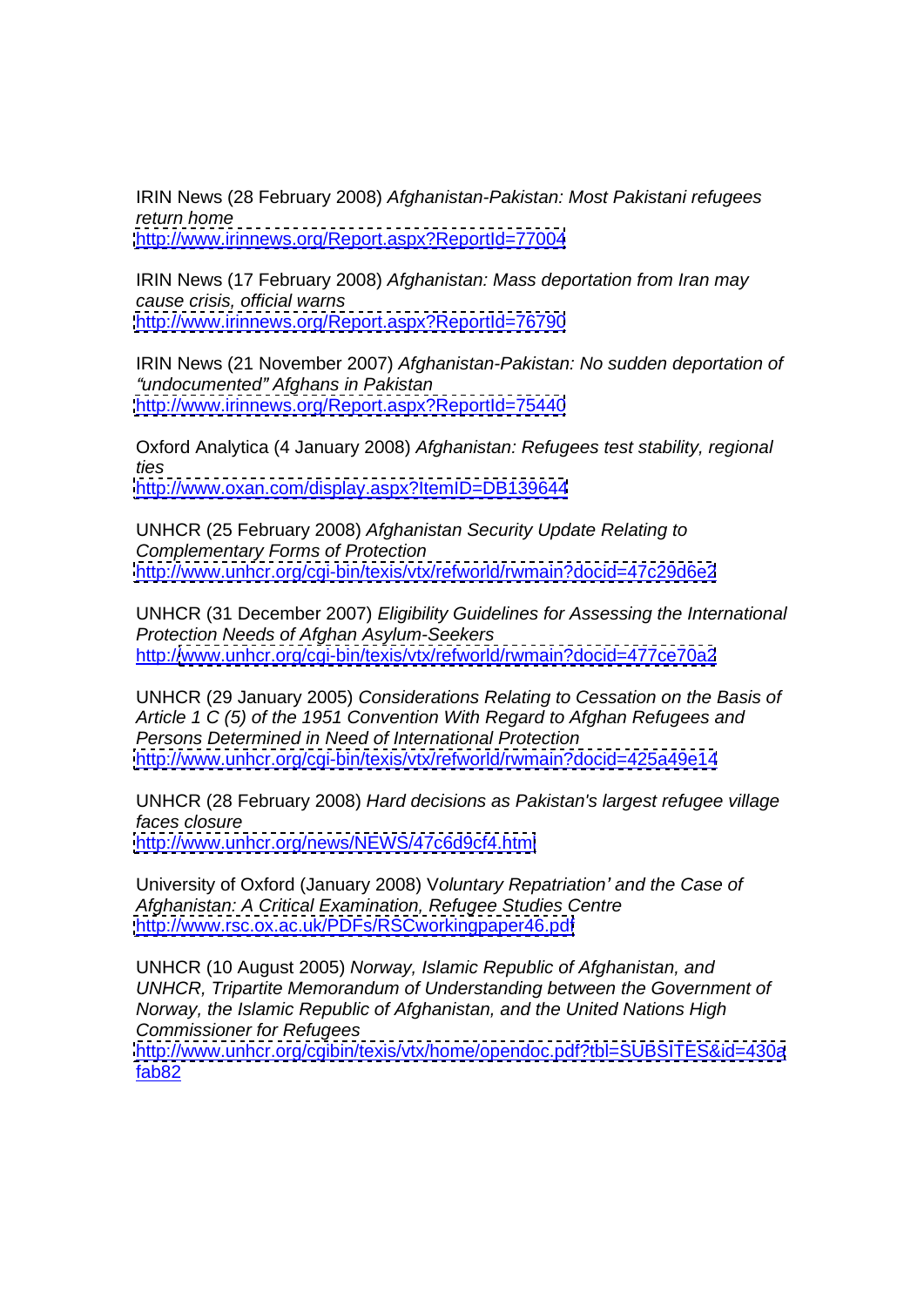IRIN News (28 February 2008) *Afghanistan-Pakistan: Most Pakistani refugees return home*
http://www.irinnews.org/Report.aspx?ReportId=77004

IRIN News (17 February 2008) *Afghanistan: Mass deportation from Iran may cause crisis, official warns*
http://www.irinnews.org/Report.aspx?ReportId=76790

IRIN News (21 November 2007) *Afghanistan-Pakistan: No sudden deportation of "undocumented" Afghans in Pakistan*
http://www.irinnews.org/Report.aspx?ReportId=75440

Oxford Analytica (4 January 2008) *Afghanistan: Refugees test stability, regional ties*
http://www.oxan.com/display.aspx?ItemID=DB139644

UNHCR (25 February 2008) *Afghanistan Security Update Relating to Complementary Forms of Protection*
http://www.unhcr.org/cgi-bin/texis/vtx/refworld/rwmain?docid=47c29d6e2

UNHCR (31 December 2007) *Eligibility Guidelines for Assessing the International Protection Needs of Afghan Asylum-Seekers*
http://www.unhcr.org/cgi-bin/texis/vtx/refworld/rwmain?docid=477ce70a2

UNHCR (29 January 2005) *Considerations Relating to Cessation on the Basis of Article 1 C (5) of the 1951 Convention With Regard to Afghan Refugees and Persons Determined in Need of International Protection*
http://www.unhcr.org/cgi-bin/texis/vtx/refworld/rwmain?docid=425a49e14

UNHCR (28 February 2008) *Hard decisions as Pakistan's largest refugee village faces closure*
http://www.unhcr.org/news/NEWS/47c6d9cf4.html

University of Oxford (January 2008) V*oluntary Repatriation' and the Case of Afghanistan: A Critical Examination, Refugee Studies Centre*
http://www.rsc.ox.ac.uk/PDFs/RSCworkingpaper46.pdf

UNHCR (10 August 2005) *Norway, Islamic Republic of Afghanistan, and UNHCR, Tripartite Memorandum of Understanding between the Government of Norway, the Islamic Republic of Afghanistan, and the United Nations High Commissioner for Refugees*
http://www.unhcr.org/cgibin/texis/vtx/home/opendoc.pdf?tbl=SUBSITES&id=430afab82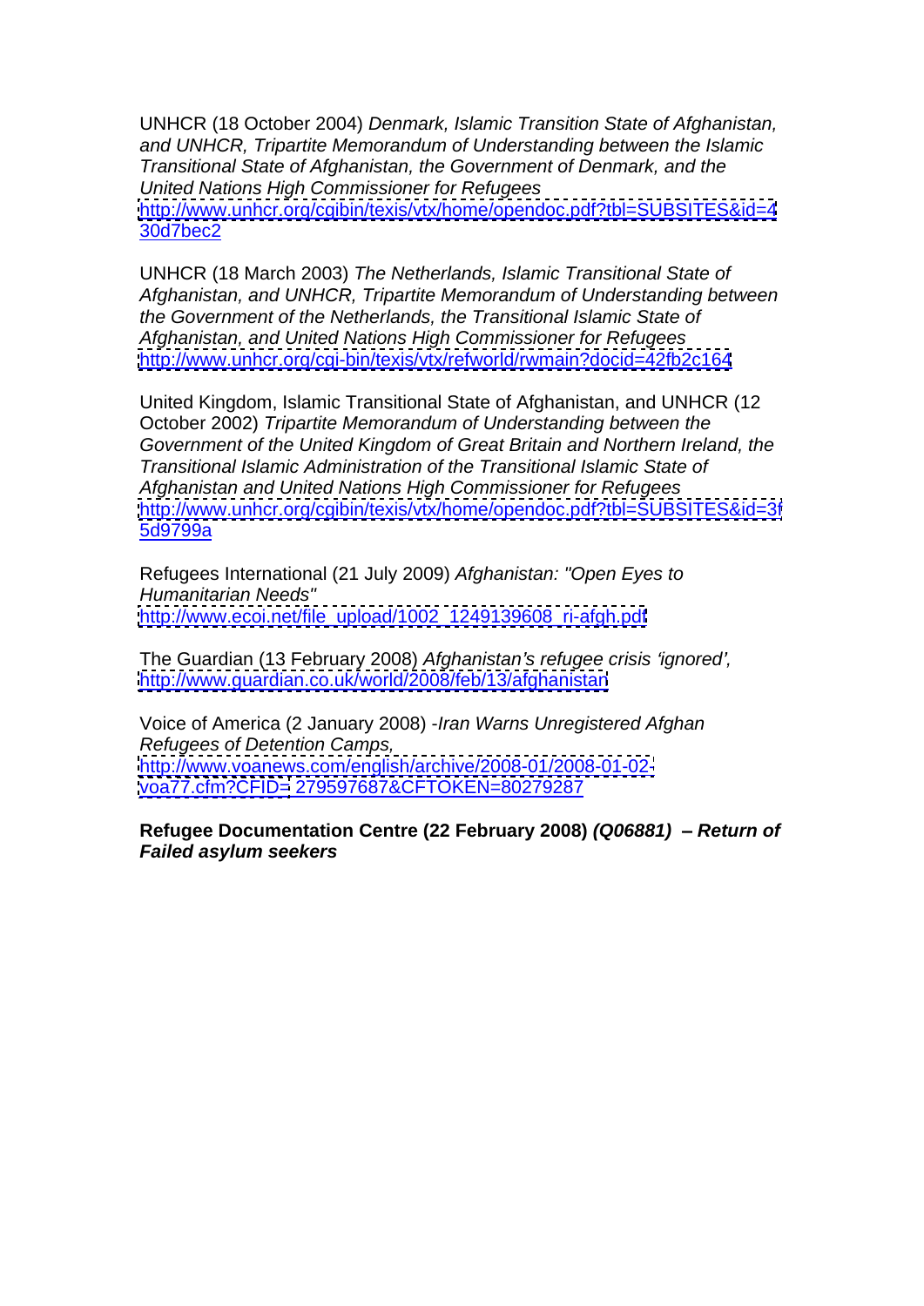UNHCR (18 October 2004) *Denmark, Islamic Transition State of Afghanistan, and UNHCR, Tripartite Memorandum of Understanding between the Islamic Transitional State of Afghanistan, the Government of Denmark, and the United Nations High Commissioner for Refugees*
http://www.unhcr.org/cgibin/texis/vtx/home/opendoc.pdf?tbl=SUBSITES&id=430d7bec2

UNHCR (18 March 2003) *The Netherlands, Islamic Transitional State of Afghanistan, and UNHCR, Tripartite Memorandum of Understanding between the Government of the Netherlands, the Transitional Islamic State of Afghanistan, and United Nations High Commissioner for Refugees*
http://www.unhcr.org/cgi-bin/texis/vtx/refworld/rwmain?docid=42fb2c164

United Kingdom, Islamic Transitional State of Afghanistan, and UNHCR (12 October 2002) *Tripartite Memorandum of Understanding between the Government of the United Kingdom of Great Britain and Northern Ireland, the Transitional Islamic Administration of the Transitional Islamic State of Afghanistan and United Nations High Commissioner for Refugees*
http://www.unhcr.org/cgibin/texis/vtx/home/opendoc.pdf?tbl=SUBSITES&id=3f5d9799a

Refugees International (21 July 2009) *Afghanistan: "Open Eyes to Humanitarian Needs"*
http://www.ecoi.net/file_upload/1002_1249139608_ri-afgh.pdf

The Guardian (13 February 2008) *Afghanistan's refugee crisis 'ignored',*
http://www.guardian.co.uk/world/2008/feb/13/afghanistan

Voice of America (2 January 2008) -*Iran Warns Unregistered Afghan Refugees of Detention Camps,*
http://www.voanews.com/english/archive/2008-01/2008-01-02-voa77.cfm?CFID= 279597687&CFTOKEN=80279287

**Refugee Documentation Centre (22 February 2008) *(Q06881) – Return of Failed asylum seekers***